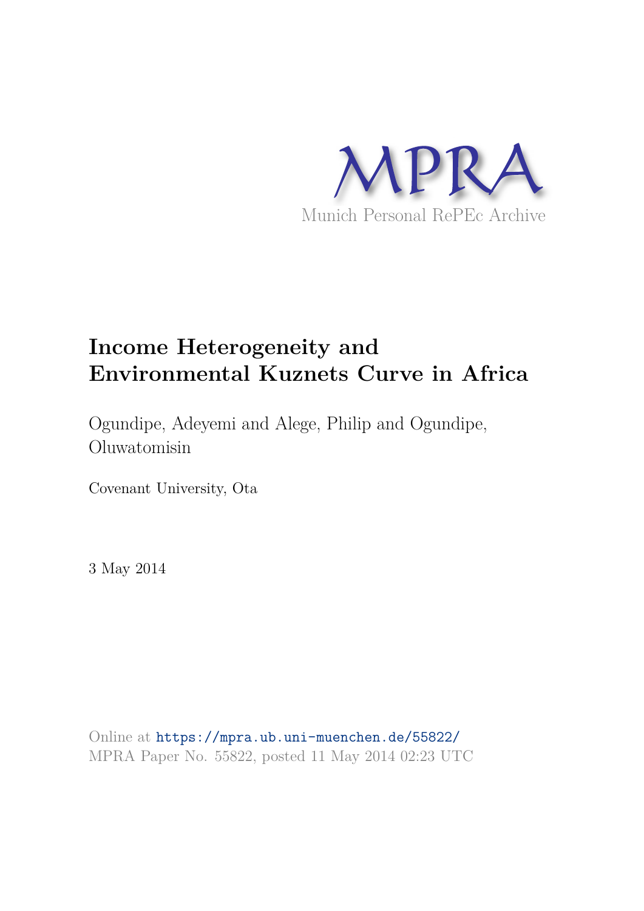MPRA

Munich Personal RePEc Archive

# Income Heterogeneity and Environmental Kuznets Curve in Africa

Ogundipe, Adeyemi and Alege, Philip and Ogundipe, Oluwatomisin

Covenant University, Ota

3 May 2014

Online at https://mpra.ub.uni-muenchen.de/55822/
MPRA Paper No. 55822, posted 11 May 2014 02:23 UTC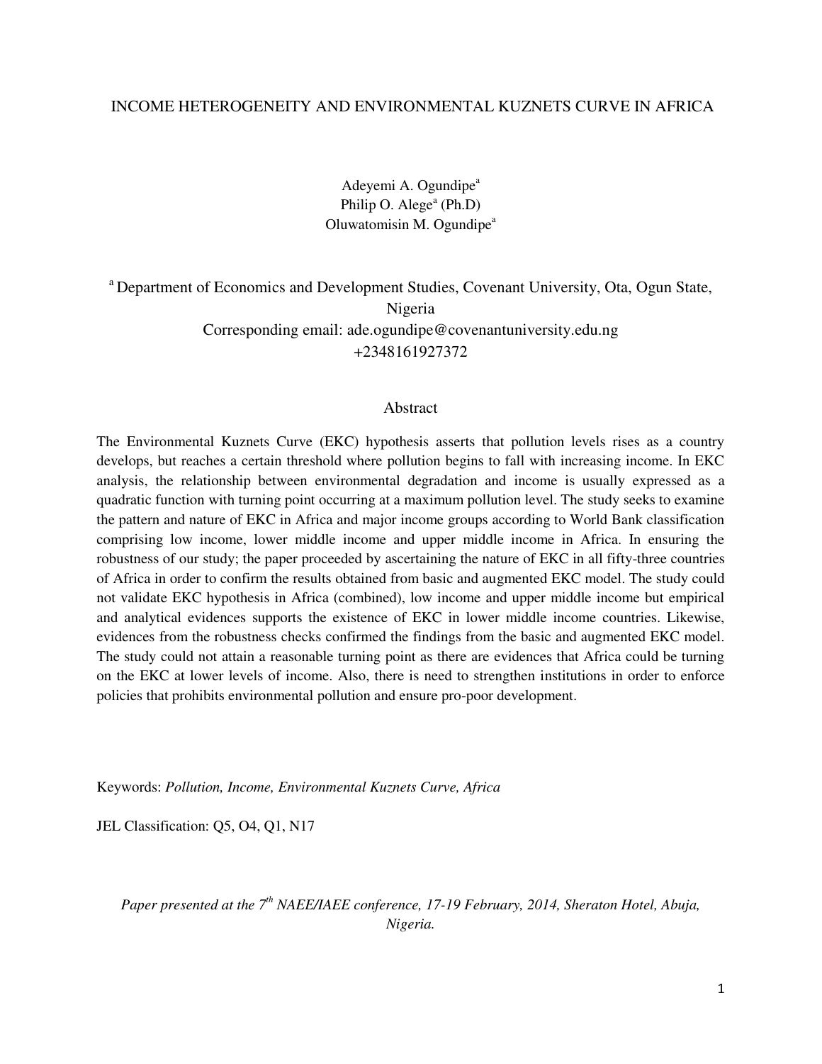# INCOME HETEROGENEITY AND ENVIRONMENTAL KUZNETS CURVE IN AFRICA

Adeyemi A. Ogundipe[a]
Philip O. Alege[a] (Ph.D)
Oluwatomisin M. Ogundipe[a]

[a] Department of Economics and Development Studies, Covenant University, Ota, Ogun State, Nigeria
Corresponding email: ade.ogundipe@covenantuniversity.edu.ng
+2348161927372

## Abstract

The Environmental Kuznets Curve (EKC) hypothesis asserts that pollution levels rises as a country develops, but reaches a certain threshold where pollution begins to fall with increasing income. In EKC analysis, the relationship between environmental degradation and income is usually expressed as a quadratic function with turning point occurring at a maximum pollution level. The study seeks to examine the pattern and nature of EKC in Africa and major income groups according to World Bank classification comprising low income, lower middle income and upper middle income in Africa. In ensuring the robustness of our study; the paper proceeded by ascertaining the nature of EKC in all fifty-three countries of Africa in order to confirm the results obtained from basic and augmented EKC model. The study could not validate EKC hypothesis in Africa (combined), low income and upper middle income but empirical and analytical evidences supports the existence of EKC in lower middle income countries. Likewise, evidences from the robustness checks confirmed the findings from the basic and augmented EKC model. The study could not attain a reasonable turning point as there are evidences that Africa could be turning on the EKC at lower levels of income. Also, there is need to strengthen institutions in order to enforce policies that prohibits environmental pollution and ensure pro-poor development.

Keywords: *Pollution, Income, Environmental Kuznets Curve, Africa*

JEL Classification: Q5, O4, Q1, N17

*Paper presented at the 7th NAEE/IAEE conference, 17-19 February, 2014, Sheraton Hotel, Abuja, Nigeria.*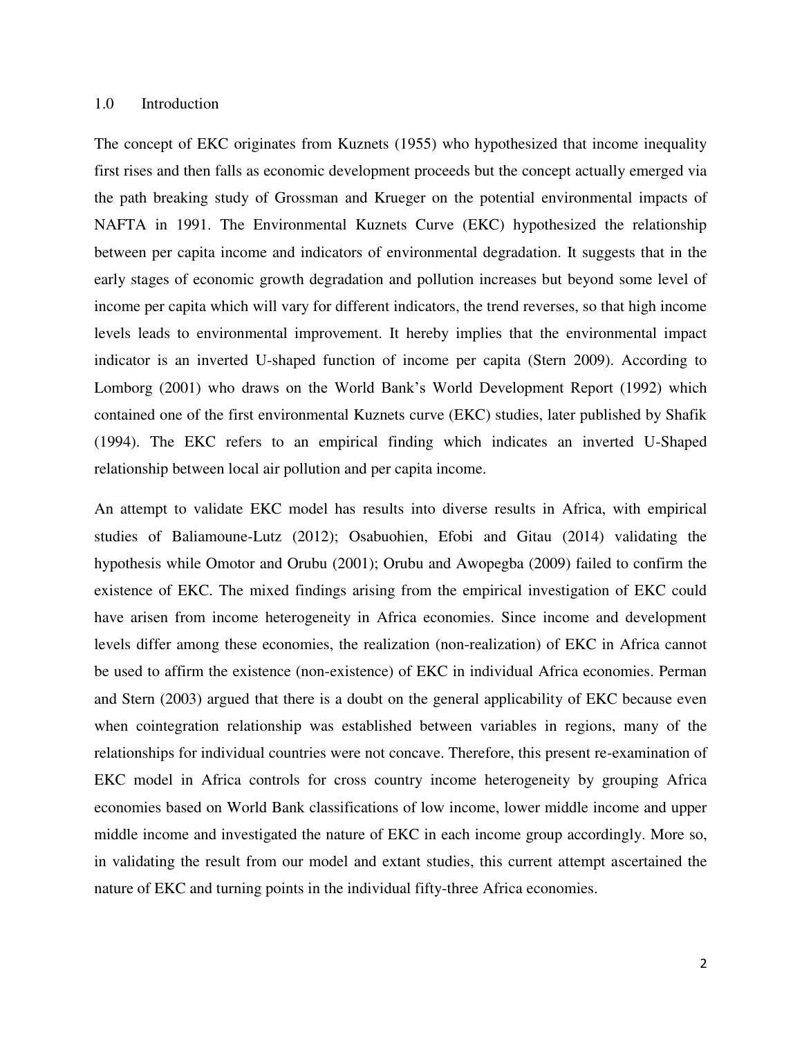## 1.0 Introduction

The concept of EKC originates from Kuznets (1955) who hypothesized that income inequality first rises and then falls as economic development proceeds but the concept actually emerged via the path breaking study of Grossman and Krueger on the potential environmental impacts of NAFTA in 1991. The Environmental Kuznets Curve (EKC) hypothesized the relationship between per capita income and indicators of environmental degradation. It suggests that in the early stages of economic growth degradation and pollution increases but beyond some level of income per capita which will vary for different indicators, the trend reverses, so that high income levels leads to environmental improvement. It hereby implies that the environmental impact indicator is an inverted U-shaped function of income per capita (Stern 2009). According to Lomborg (2001) who draws on the World Bank's World Development Report (1992) which contained one of the first environmental Kuznets curve (EKC) studies, later published by Shafik (1994). The EKC refers to an empirical finding which indicates an inverted U-Shaped relationship between local air pollution and per capita income.

An attempt to validate EKC model has results into diverse results in Africa, with empirical studies of Baliamoune-Lutz (2012); Osabuohien, Efobi and Gitau (2014) validating the hypothesis while Omotor and Orubu (2001); Orubu and Awopegba (2009) failed to confirm the existence of EKC. The mixed findings arising from the empirical investigation of EKC could have arisen from income heterogeneity in Africa economies. Since income and development levels differ among these economies, the realization (non-realization) of EKC in Africa cannot be used to affirm the existence (non-existence) of EKC in individual Africa economies. Perman and Stern (2003) argued that there is a doubt on the general applicability of EKC because even when cointegration relationship was established between variables in regions, many of the relationships for individual countries were not concave. Therefore, this present re-examination of EKC model in Africa controls for cross country income heterogeneity by grouping Africa economies based on World Bank classifications of low income, lower middle income and upper middle income and investigated the nature of EKC in each income group accordingly. More so, in validating the result from our model and extant studies, this current attempt ascertained the nature of EKC and turning points in the individual fifty-three Africa economies.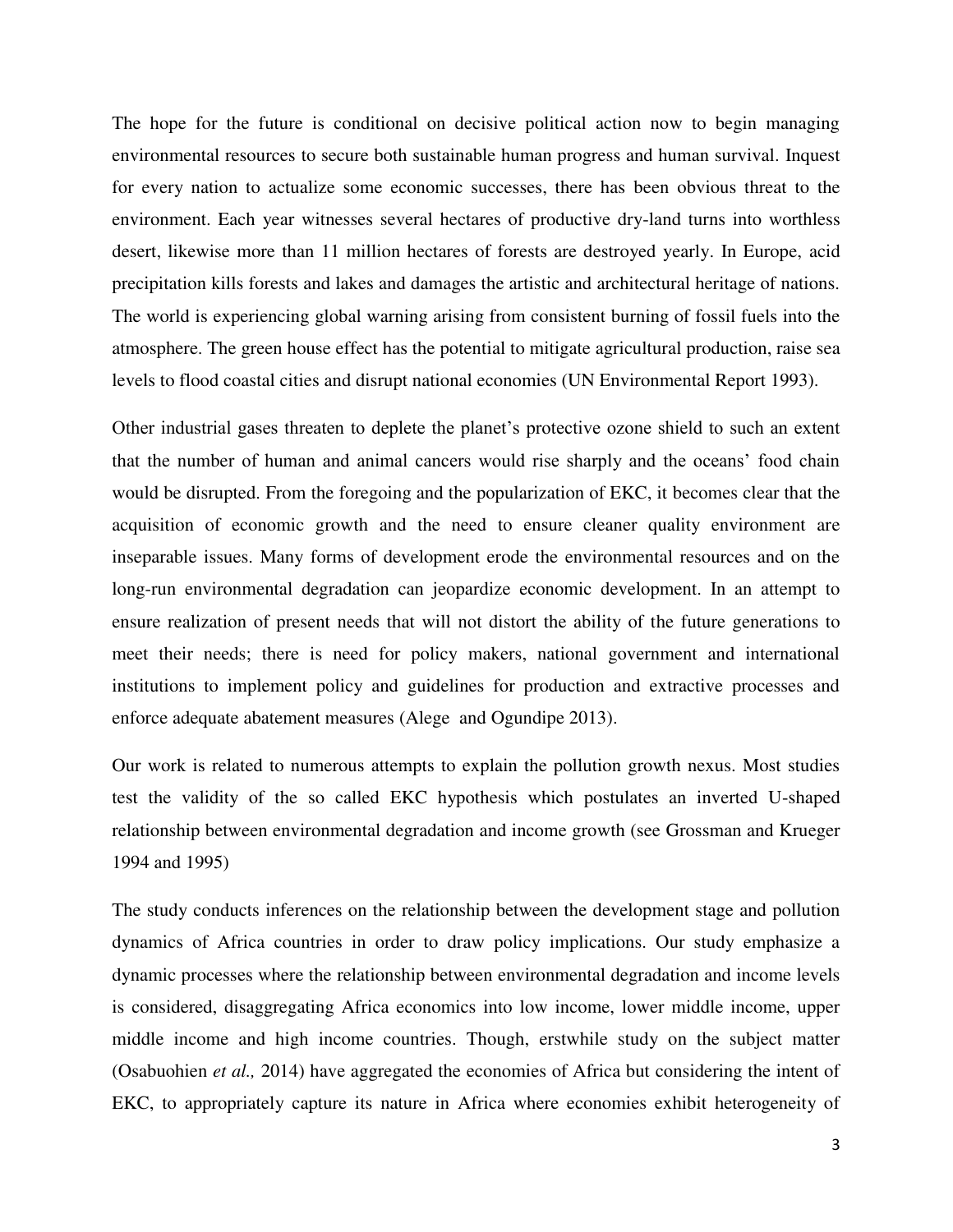The hope for the future is conditional on decisive political action now to begin managing environmental resources to secure both sustainable human progress and human survival. Inquest for every nation to actualize some economic successes, there has been obvious threat to the environment. Each year witnesses several hectares of productive dry-land turns into worthless desert, likewise more than 11 million hectares of forests are destroyed yearly. In Europe, acid precipitation kills forests and lakes and damages the artistic and architectural heritage of nations. The world is experiencing global warning arising from consistent burning of fossil fuels into the atmosphere. The green house effect has the potential to mitigate agricultural production, raise sea levels to flood coastal cities and disrupt national economies (UN Environmental Report 1993).

Other industrial gases threaten to deplete the planet's protective ozone shield to such an extent that the number of human and animal cancers would rise sharply and the oceans' food chain would be disrupted. From the foregoing and the popularization of EKC, it becomes clear that the acquisition of economic growth and the need to ensure cleaner quality environment are inseparable issues. Many forms of development erode the environmental resources and on the long-run environmental degradation can jeopardize economic development. In an attempt to ensure realization of present needs that will not distort the ability of the future generations to meet their needs; there is need for policy makers, national government and international institutions to implement policy and guidelines for production and extractive processes and enforce adequate abatement measures (Alege and Ogundipe 2013).

Our work is related to numerous attempts to explain the pollution growth nexus. Most studies test the validity of the so called EKC hypothesis which postulates an inverted U-shaped relationship between environmental degradation and income growth (see Grossman and Krueger 1994 and 1995)

The study conducts inferences on the relationship between the development stage and pollution dynamics of Africa countries in order to draw policy implications. Our study emphasize a dynamic processes where the relationship between environmental degradation and income levels is considered, disaggregating Africa economics into low income, lower middle income, upper middle income and high income countries. Though, erstwhile study on the subject matter (Osabuohien *et al.,* 2014) have aggregated the economies of Africa but considering the intent of EKC, to appropriately capture its nature in Africa where economies exhibit heterogeneity of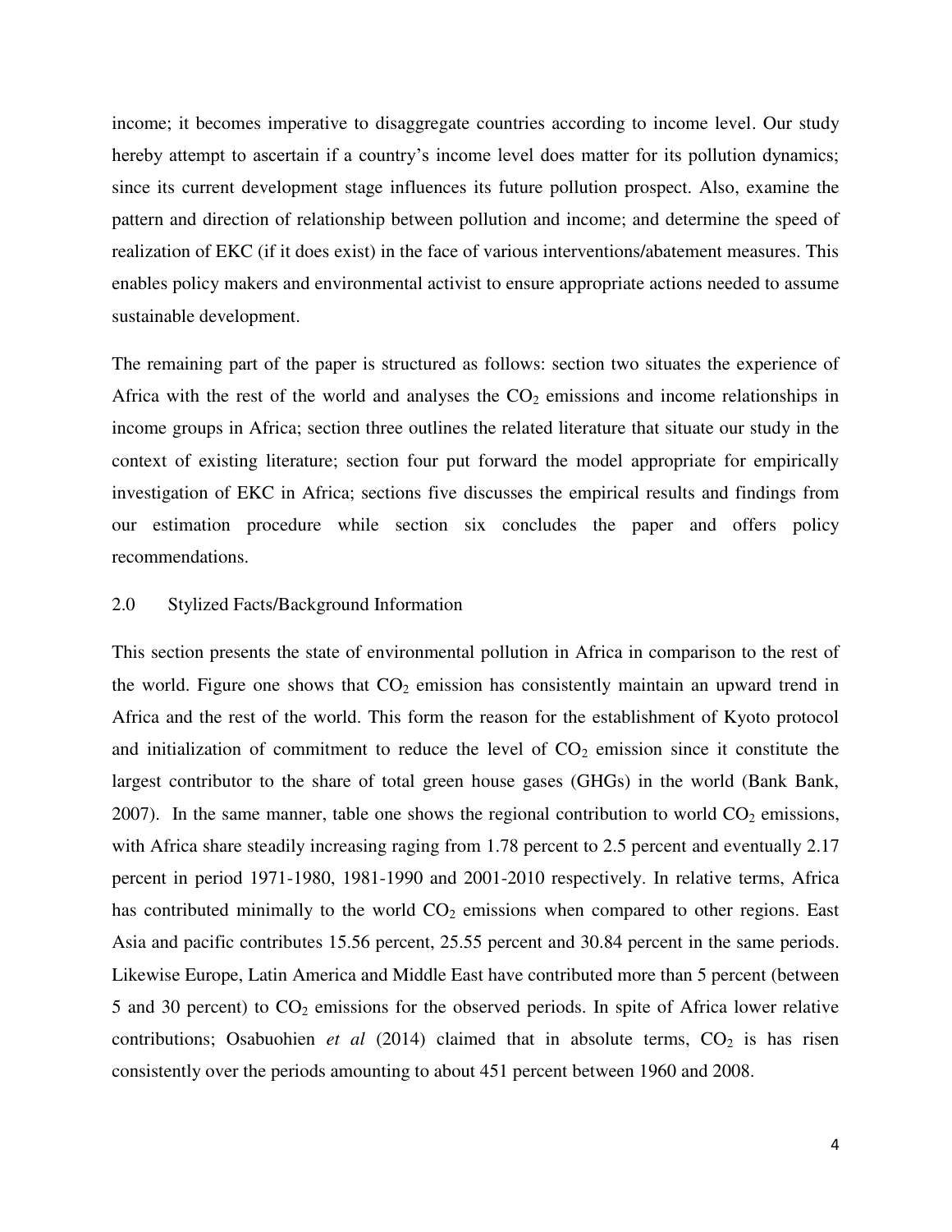income; it becomes imperative to disaggregate countries according to income level. Our study hereby attempt to ascertain if a country's income level does matter for its pollution dynamics; since its current development stage influences its future pollution prospect. Also, examine the pattern and direction of relationship between pollution and income; and determine the speed of realization of EKC (if it does exist) in the face of various interventions/abatement measures. This enables policy makers and environmental activist to ensure appropriate actions needed to assume sustainable development.

The remaining part of the paper is structured as follows: section two situates the experience of Africa with the rest of the world and analyses the $CO_2$ emissions and income relationships in income groups in Africa; section three outlines the related literature that situate our study in the context of existing literature; section four put forward the model appropriate for empirically investigation of EKC in Africa; sections five discusses the empirical results and findings from our estimation procedure while section six concludes the paper and offers policy recommendations.

## 2.0 Stylized Facts/Background Information

This section presents the state of environmental pollution in Africa in comparison to the rest of the world. Figure one shows that $CO_2$ emission has consistently maintain an upward trend in Africa and the rest of the world. This form the reason for the establishment of Kyoto protocol and initialization of commitment to reduce the level of $CO_2$ emission since it constitute the largest contributor to the share of total green house gases (GHGs) in the world (Bank Bank, 2007). In the same manner, table one shows the regional contribution to world $CO_2$ emissions, with Africa share steadily increasing raging from 1.78 percent to 2.5 percent and eventually 2.17 percent in period 1971-1980, 1981-1990 and 2001-2010 respectively. In relative terms, Africa has contributed minimally to the world $CO_2$ emissions when compared to other regions. East Asia and pacific contributes 15.56 percent, 25.55 percent and 30.84 percent in the same periods. Likewise Europe, Latin America and Middle East have contributed more than 5 percent (between 5 and 30 percent) to $CO_2$ emissions for the observed periods. In spite of Africa lower relative contributions; Osabuohien *et al* (2014) claimed that in absolute terms, $CO_2$ is has risen consistently over the periods amounting to about 451 percent between 1960 and 2008.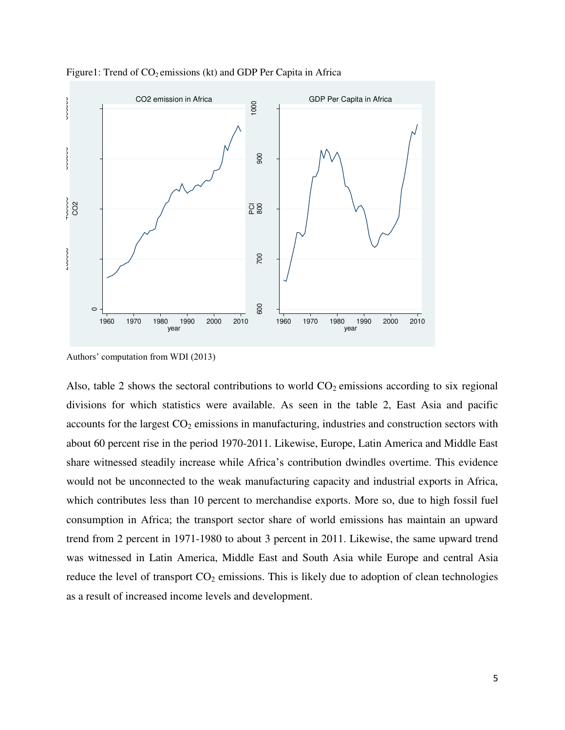Figure1: Trend of $CO_2$ emissions (kt) and GDP Per Capita in Africa

CO2 emission in Africa

CO2

0

1960 1970 1980 1990 2000 2010

year

GDP Per Capita in Africa

PCI

600 700 800 900 1000

1960 1970 1980 1990 2000 2010

year

Authors' computation from WDI (2013)

Also, table 2 shows the sectoral contributions to world $CO_2$ emissions according to six regional divisions for which statistics were available. As seen in the table 2, East Asia and pacific accounts for the largest $CO_2$ emissions in manufacturing, industries and construction sectors with about 60 percent rise in the period 1970-2011. Likewise, Europe, Latin America and Middle East share witnessed steadily increase while Africa's contribution dwindles overtime. This evidence would not be unconnected to the weak manufacturing capacity and industrial exports in Africa, which contributes less than 10 percent to merchandise exports. More so, due to high fossil fuel consumption in Africa; the transport sector share of world emissions has maintain an upward trend from 2 percent in 1971-1980 to about 3 percent in 2011. Likewise, the same upward trend was witnessed in Latin America, Middle East and South Asia while Europe and central Asia reduce the level of transport $CO_2$ emissions. This is likely due to adoption of clean technologies as a result of increased income levels and development.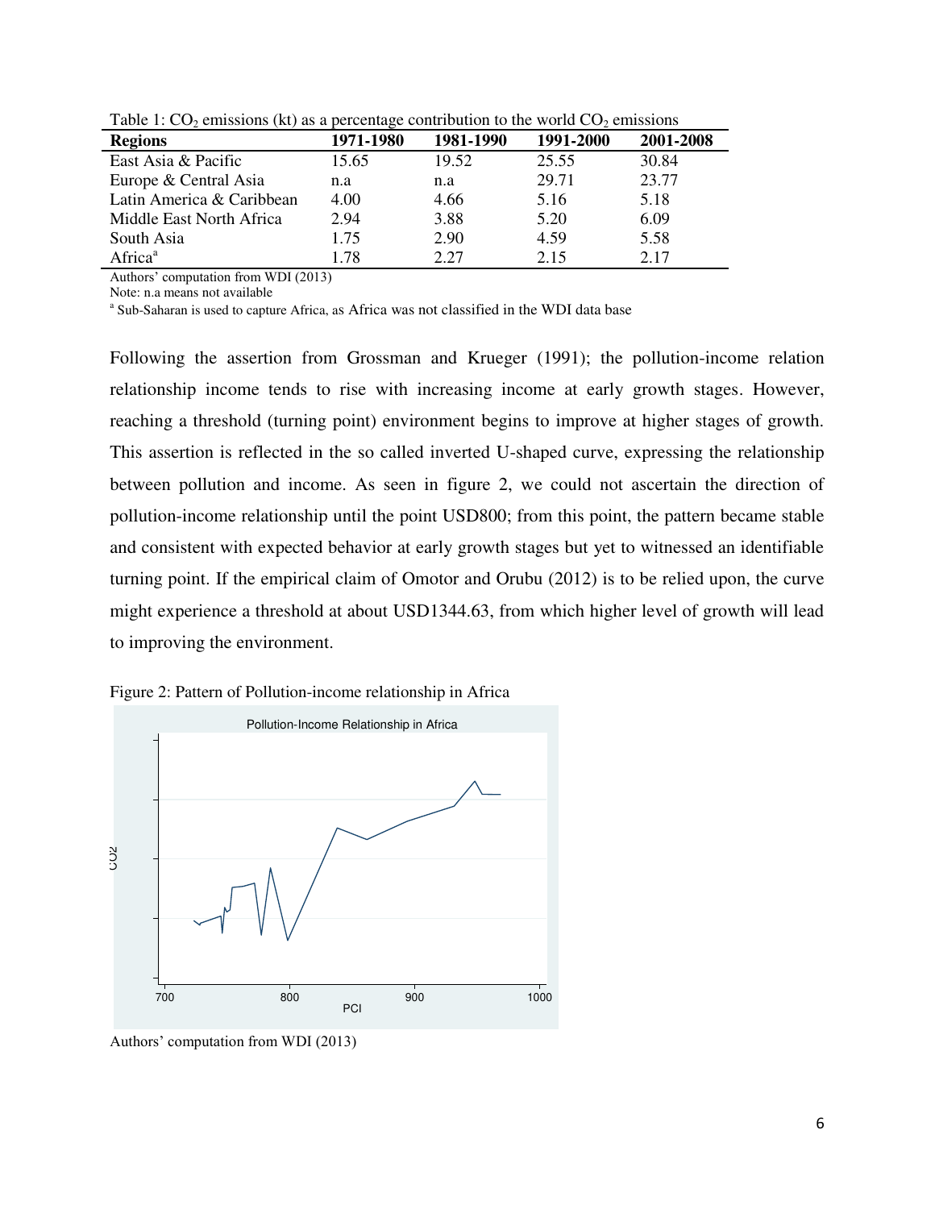Table 1: $CO_2$ emissions (kt) as a percentage contribution to the world $CO_2$ emissions

| Regions | 1971-1980 | 1981-1990 | 1991-2000 | 2001-2008 |
|---|---|---|---|---|
| East Asia & Pacific | 15.65 | 19.52 | 25.55 | 30.84 |
| Europe & Central Asia | n.a | n.a | 29.71 | 23.77 |
| Latin America & Caribbean | 4.00 | 4.66 | 5.16 | 5.18 |
| Middle East North Africa | 2.94 | 3.88 | 5.20 | 6.09 |
| South Asia | 1.75 | 2.90 | 4.59 | 5.58 |
| Africa[a] | 1.78 | 2.27 | 2.15 | 2.17 |

Authors' computation from WDI (2013)

Note: n.a means not available

[a] Sub-Saharan is used to capture Africa, as Africa was not classified in the WDI data base

Following the assertion from Grossman and Krueger (1991); the pollution-income relation relationship income tends to rise with increasing income at early growth stages. However, reaching a threshold (turning point) environment begins to improve at higher stages of growth. This assertion is reflected in the so called inverted U-shaped curve, expressing the relationship between pollution and income. As seen in figure 2, we could not ascertain the direction of pollution-income relationship until the point USD800; from this point, the pattern became stable and consistent with expected behavior at early growth stages but yet to witnessed an identifiable turning point. If the empirical claim of Omotor and Orubu (2012) is to be relied upon, the curve might experience a threshold at about USD1344.63, from which higher level of growth will lead to improving the environment.

Figure 2: Pattern of Pollution-income relationship in Africa

Pollution-Income Relationship in Africa

CO2

700

800

900

1000

PCI

Authors' computation from WDI (2013)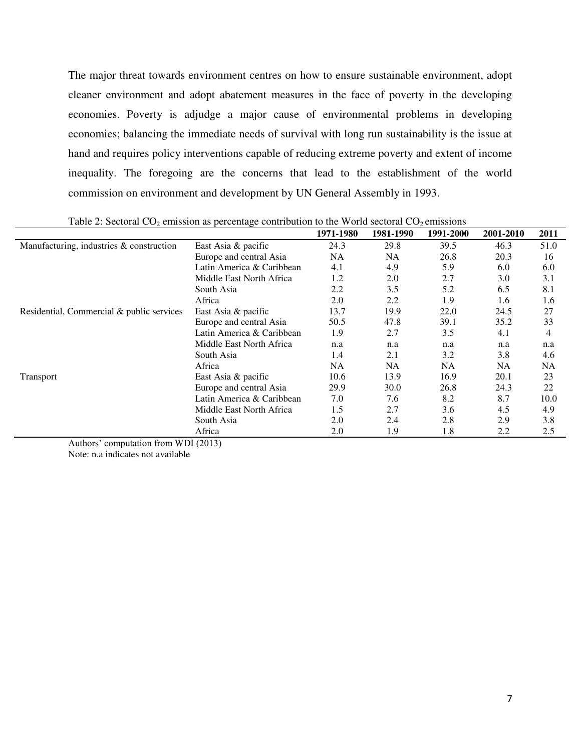The major threat towards environment centres on how to ensure sustainable environment, adopt cleaner environment and adopt abatement measures in the face of poverty in the developing economies. Poverty is adjudge a major cause of environmental problems in developing economies; balancing the immediate needs of survival with long run sustainability is the issue at hand and requires policy interventions capable of reducing extreme poverty and extent of income inequality. The foregoing are the concerns that lead to the establishment of the world commission on environment and development by UN General Assembly in 1993.

Table 2: Sectoral $CO_2$ emission as percentage contribution to the World sectoral $CO_2$ emissions

| | | **1971-1980** | **1981-1990** | **1991-2000** | **2001-2010** | **2011** |
|---|---|---|---|---|---|---|
| Manufacturing, industries & construction | East Asia & pacific | 24.3 | 29.8 | 39.5 | 46.3 | 51.0 |
| | Europe and central Asia | NA | NA | 26.8 | 20.3 | 16 |
| | Latin America & Caribbean | 4.1 | 4.9 | 5.9 | 6.0 | 6.0 |
| | Middle East North Africa | 1.2 | 2.0 | 2.7 | 3.0 | 3.1 |
| | South Asia | 2.2 | 3.5 | 5.2 | 6.5 | 8.1 |
| | Africa | 2.0 | 2.2 | 1.9 | 1.6 | 1.6 |
| Residential, Commercial & public services | East Asia & pacific | 13.7 | 19.9 | 22.0 | 24.5 | 27 |
| | Europe and central Asia | 50.5 | 47.8 | 39.1 | 35.2 | 33 |
| | Latin America & Caribbean | 1.9 | 2.7 | 3.5 | 4.1 | 4 |
| | Middle East North Africa | n.a | n.a | n.a | n.a | n.a |
| | South Asia | 1.4 | 2.1 | 3.2 | 3.8 | 4.6 |
| | Africa | NA | NA | NA | NA | NA |
| Transport | East Asia & pacific | 10.6 | 13.9 | 16.9 | 20.1 | 23 |
| | Europe and central Asia | 29.9 | 30.0 | 26.8 | 24.3 | 22 |
| | Latin America & Caribbean | 7.0 | 7.6 | 8.2 | 8.7 | 10.0 |
| | Middle East North Africa | 1.5 | 2.7 | 3.6 | 4.5 | 4.9 |
| | South Asia | 2.0 | 2.4 | 2.8 | 2.9 | 3.8 |
| | Africa | 2.0 | 1.9 | 1.8 | 2.2 | 2.5 |

Authors' computation from WDI (2013)

Note: n.a indicates not available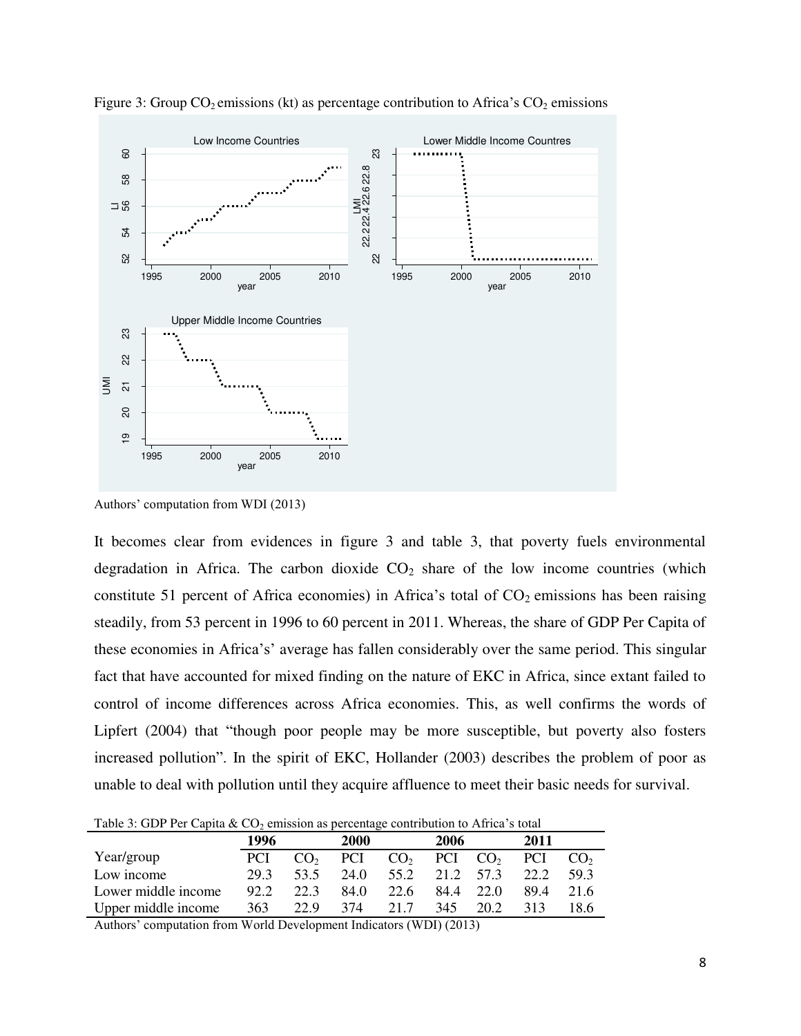Figure 3: Group $CO_2$ emissions (kt) as percentage contribution to Africa's $CO_2$ emissions

Low Income Countries

LI

52 54 56 58 60

1995 2000 2005 2010

year

Lower Middle Income Countres

LMI

22 22.2 22.4 22.6 22.8 23

1995 2000 2005 2010

year

Upper Middle Income Countries

UMI

19 20 21 22 23

1995 2000 2005 2010

year

Authors' computation from WDI (2013)

It becomes clear from evidences in figure 3 and table 3, that poverty fuels environmental degradation in Africa. The carbon dioxide $CO_2$ share of the low income countries (which constitute 51 percent of Africa economies) in Africa's total of $CO_2$ emissions has been raising steadily, from 53 percent in 1996 to 60 percent in 2011. Whereas, the share of GDP Per Capita of these economies in Africa's' average has fallen considerably over the same period. This singular fact that have accounted for mixed finding on the nature of EKC in Africa, since extant failed to control of income differences across Africa economies. This, as well confirms the words of Lipfert (2004) that "though poor people may be more susceptible, but poverty also fosters increased pollution". In the spirit of EKC, Hollander (2003) describes the problem of poor as unable to deal with pollution until they acquire affluence to meet their basic needs for survival.

Table 3: GDP Per Capita & $CO_2$ emission as percentage contribution to Africa's total

| | **1996** | | **2000** | | **2006** | | **2011** | |
|---|---|---|---|---|---|---|---|---|
| Year/group | PCI | $CO_2$ | PCI | $CO_2$ | PCI | $CO_2$ | PCI | $CO_2$ |
| Low income | 29.3 | 53.5 | 24.0 | 55.2 | 21.2 | 57.3 | 22.2 | 59.3 |
| Lower middle income | 92.2 | 22.3 | 84.0 | 22.6 | 84.4 | 22.0 | 89.4 | 21.6 |
| Upper middle income | 363 | 22.9 | 374 | 21.7 | 345 | 20.2 | 313 | 18.6 |

Authors' computation from World Development Indicators (WDI) (2013)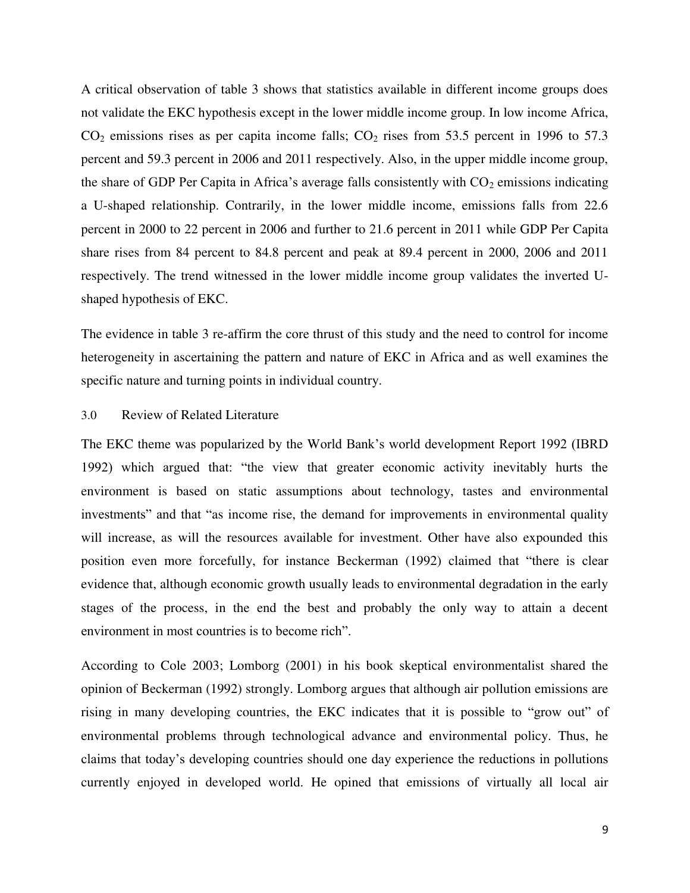A critical observation of table 3 shows that statistics available in different income groups does not validate the EKC hypothesis except in the lower middle income group. In low income Africa, $CO_2$ emissions rises as per capita income falls; $CO_2$ rises from 53.5 percent in 1996 to 57.3 percent and 59.3 percent in 2006 and 2011 respectively. Also, in the upper middle income group, the share of GDP Per Capita in Africa's average falls consistently with $CO_2$ emissions indicating a U-shaped relationship. Contrarily, in the lower middle income, emissions falls from 22.6 percent in 2000 to 22 percent in 2006 and further to 21.6 percent in 2011 while GDP Per Capita share rises from 84 percent to 84.8 percent and peak at 89.4 percent in 2000, 2006 and 2011 respectively. The trend witnessed in the lower middle income group validates the inverted U-shaped hypothesis of EKC.

The evidence in table 3 re-affirm the core thrust of this study and the need to control for income heterogeneity in ascertaining the pattern and nature of EKC in Africa and as well examines the specific nature and turning points in individual country.

## 3.0 Review of Related Literature

The EKC theme was popularized by the World Bank's world development Report 1992 (IBRD 1992) which argued that: "the view that greater economic activity inevitably hurts the environment is based on static assumptions about technology, tastes and environmental investments" and that "as income rise, the demand for improvements in environmental quality will increase, as will the resources available for investment. Other have also expounded this position even more forcefully, for instance Beckerman (1992) claimed that "there is clear evidence that, although economic growth usually leads to environmental degradation in the early stages of the process, in the end the best and probably the only way to attain a decent environment in most countries is to become rich".

According to Cole 2003; Lomborg (2001) in his book skeptical environmentalist shared the opinion of Beckerman (1992) strongly. Lomborg argues that although air pollution emissions are rising in many developing countries, the EKC indicates that it is possible to "grow out" of environmental problems through technological advance and environmental policy. Thus, he claims that today's developing countries should one day experience the reductions in pollutions currently enjoyed in developed world. He opined that emissions of virtually all local air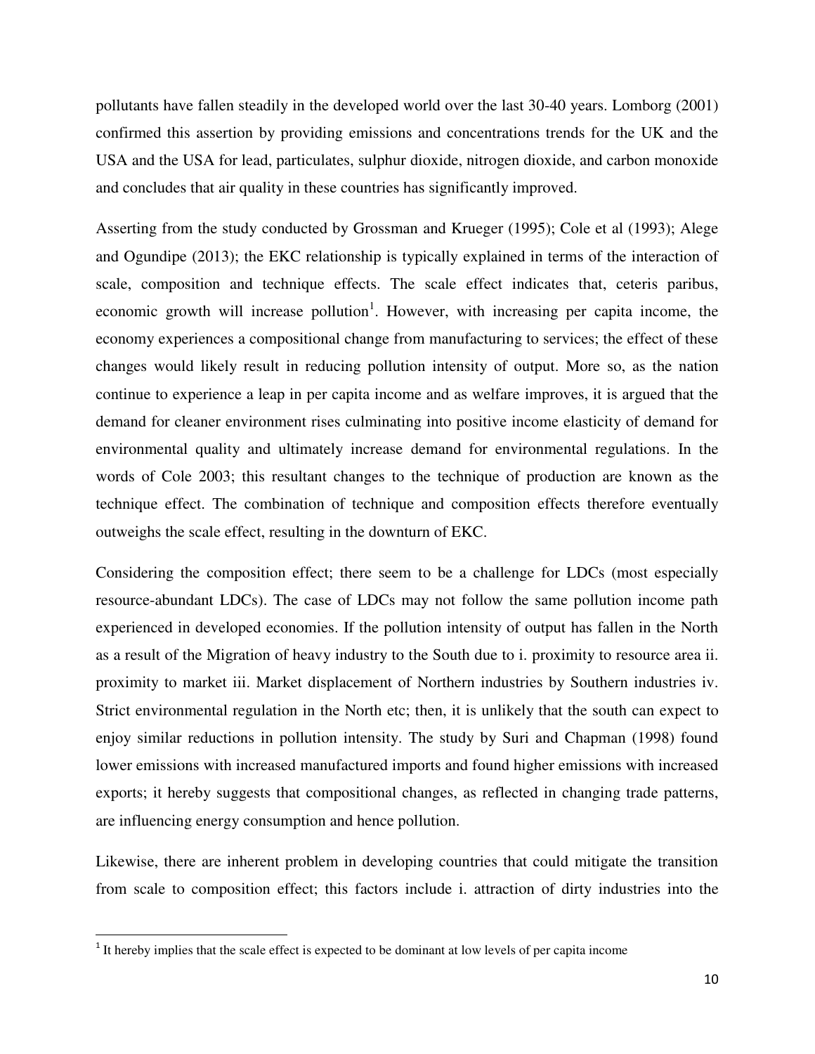pollutants have fallen steadily in the developed world over the last 30-40 years. Lomborg (2001) confirmed this assertion by providing emissions and concentrations trends for the UK and the USA and the USA for lead, particulates, sulphur dioxide, nitrogen dioxide, and carbon monoxide and concludes that air quality in these countries has significantly improved.

Asserting from the study conducted by Grossman and Krueger (1995); Cole et al (1993); Alege and Ogundipe (2013); the EKC relationship is typically explained in terms of the interaction of scale, composition and technique effects. The scale effect indicates that, ceteris paribus, economic growth will increase pollution[1]. However, with increasing per capita income, the economy experiences a compositional change from manufacturing to services; the effect of these changes would likely result in reducing pollution intensity of output. More so, as the nation continue to experience a leap in per capita income and as welfare improves, it is argued that the demand for cleaner environment rises culminating into positive income elasticity of demand for environmental quality and ultimately increase demand for environmental regulations. In the words of Cole 2003; this resultant changes to the technique of production are known as the technique effect. The combination of technique and composition effects therefore eventually outweighs the scale effect, resulting in the downturn of EKC.

Considering the composition effect; there seem to be a challenge for LDCs (most especially resource-abundant LDCs). The case of LDCs may not follow the same pollution income path experienced in developed economies. If the pollution intensity of output has fallen in the North as a result of the Migration of heavy industry to the South due to i. proximity to resource area ii. proximity to market iii. Market displacement of Northern industries by Southern industries iv. Strict environmental regulation in the North etc; then, it is unlikely that the south can expect to enjoy similar reductions in pollution intensity. The study by Suri and Chapman (1998) found lower emissions with increased manufactured imports and found higher emissions with increased exports; it hereby suggests that compositional changes, as reflected in changing trade patterns, are influencing energy consumption and hence pollution.

Likewise, there are inherent problem in developing countries that could mitigate the transition from scale to composition effect; this factors include i. attraction of dirty industries into the

[1] It hereby implies that the scale effect is expected to be dominant at low levels of per capita income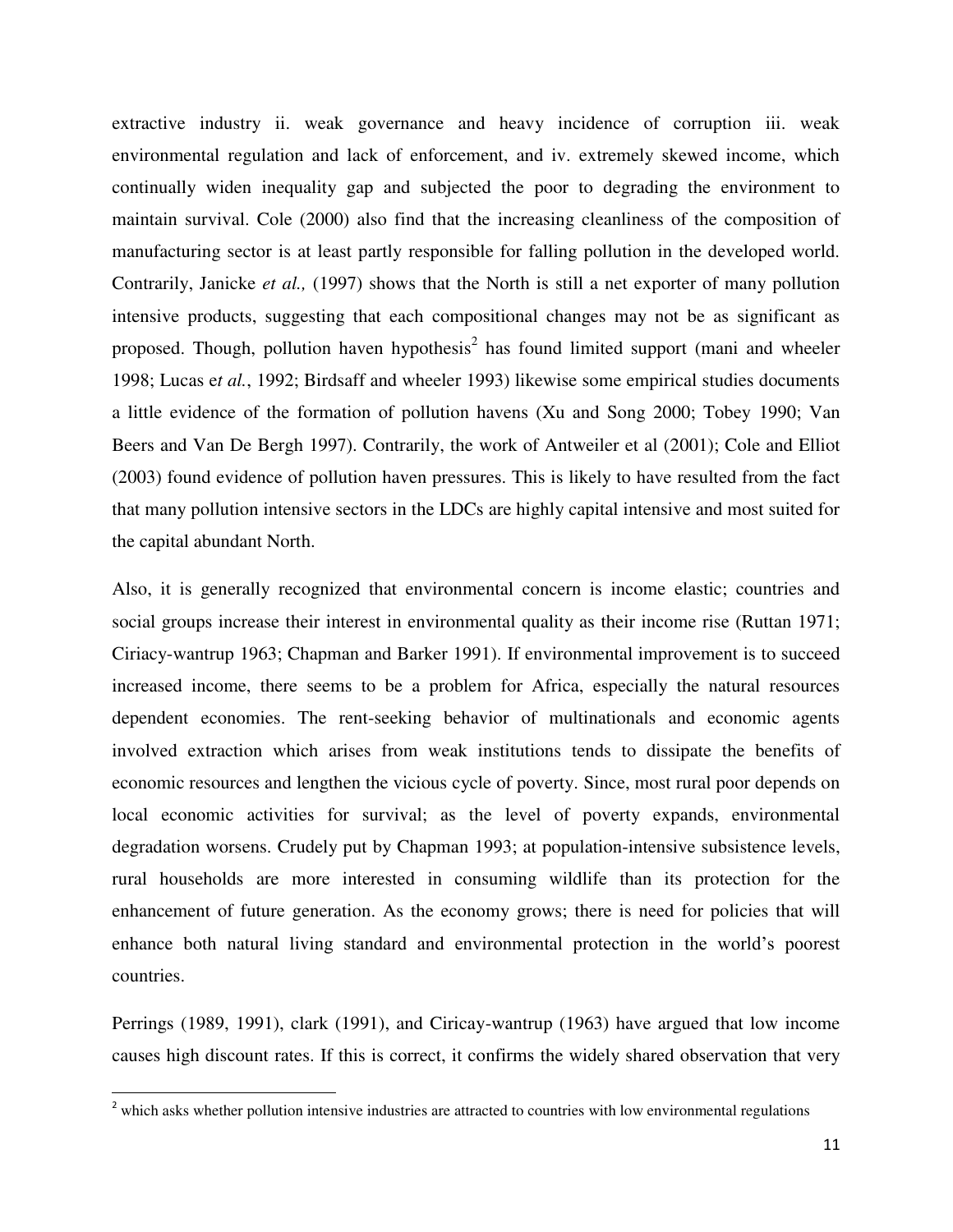extractive industry ii. weak governance and heavy incidence of corruption iii. weak environmental regulation and lack of enforcement, and iv. extremely skewed income, which continually widen inequality gap and subjected the poor to degrading the environment to maintain survival. Cole (2000) also find that the increasing cleanliness of the composition of manufacturing sector is at least partly responsible for falling pollution in the developed world. Contrarily, Janicke *et al.,* (1997) shows that the North is still a net exporter of many pollution intensive products, suggesting that each compositional changes may not be as significant as proposed. Though, pollution haven hypothesis[2] has found limited support (mani and wheeler 1998; Lucas e*t al.*, 1992; Birdsaff and wheeler 1993) likewise some empirical studies documents a little evidence of the formation of pollution havens (Xu and Song 2000; Tobey 1990; Van Beers and Van De Bergh 1997). Contrarily, the work of Antweiler et al (2001); Cole and Elliot (2003) found evidence of pollution haven pressures. This is likely to have resulted from the fact that many pollution intensive sectors in the LDCs are highly capital intensive and most suited for the capital abundant North.

Also, it is generally recognized that environmental concern is income elastic; countries and social groups increase their interest in environmental quality as their income rise (Ruttan 1971; Ciriacy-wantrup 1963; Chapman and Barker 1991). If environmental improvement is to succeed increased income, there seems to be a problem for Africa, especially the natural resources dependent economies. The rent-seeking behavior of multinationals and economic agents involved extraction which arises from weak institutions tends to dissipate the benefits of economic resources and lengthen the vicious cycle of poverty. Since, most rural poor depends on local economic activities for survival; as the level of poverty expands, environmental degradation worsens. Crudely put by Chapman 1993; at population-intensive subsistence levels, rural households are more interested in consuming wildlife than its protection for the enhancement of future generation. As the economy grows; there is need for policies that will enhance both natural living standard and environmental protection in the world's poorest countries.

Perrings (1989, 1991), clark (1991), and Ciricay-wantrup (1963) have argued that low income causes high discount rates. If this is correct, it confirms the widely shared observation that very

[2] which asks whether pollution intensive industries are attracted to countries with low environmental regulations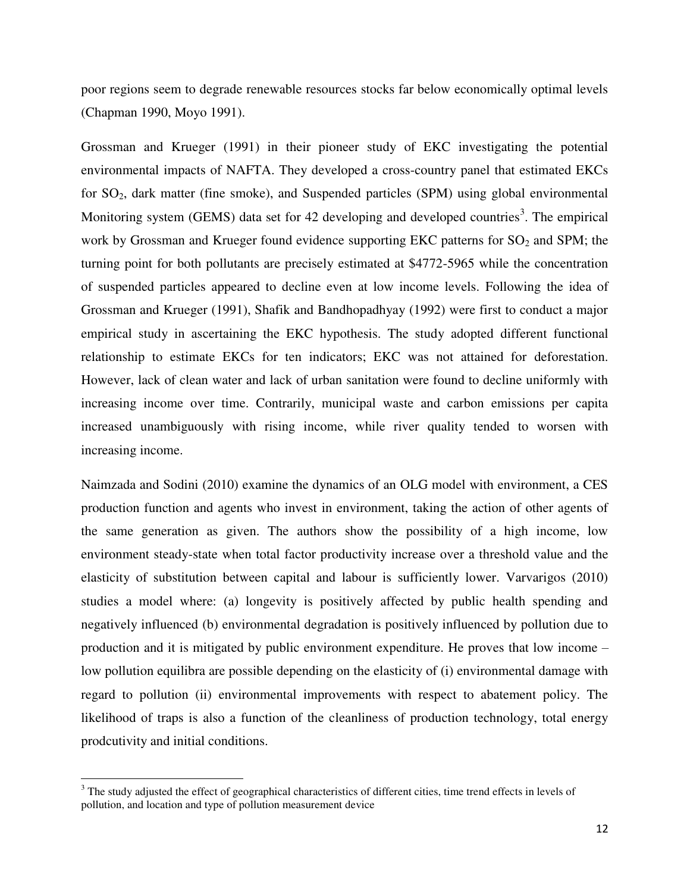poor regions seem to degrade renewable resources stocks far below economically optimal levels (Chapman 1990, Moyo 1991).

Grossman and Krueger (1991) in their pioneer study of EKC investigating the potential environmental impacts of NAFTA. They developed a cross-country panel that estimated EKCs for $SO_2$, dark matter (fine smoke), and Suspended particles (SPM) using global environmental Monitoring system (GEMS) data set for 42 developing and developed countries[3]. The empirical work by Grossman and Krueger found evidence supporting EKC patterns for $SO_2$ and SPM; the turning point for both pollutants are precisely estimated at $4772-5965 while the concentration of suspended particles appeared to decline even at low income levels. Following the idea of Grossman and Krueger (1991), Shafik and Bandhopadhyay (1992) were first to conduct a major empirical study in ascertaining the EKC hypothesis. The study adopted different functional relationship to estimate EKCs for ten indicators; EKC was not attained for deforestation. However, lack of clean water and lack of urban sanitation were found to decline uniformly with increasing income over time. Contrarily, municipal waste and carbon emissions per capita increased unambiguously with rising income, while river quality tended to worsen with increasing income.

Naimzada and Sodini (2010) examine the dynamics of an OLG model with environment, a CES production function and agents who invest in environment, taking the action of other agents of the same generation as given. The authors show the possibility of a high income, low environment steady-state when total factor productivity increase over a threshold value and the elasticity of substitution between capital and labour is sufficiently lower. Varvarigos (2010) studies a model where: (a) longevity is positively affected by public health spending and negatively influenced (b) environmental degradation is positively influenced by pollution due to production and it is mitigated by public environment expenditure. He proves that low income – low pollution equilibra are possible depending on the elasticity of (i) environmental damage with regard to pollution (ii) environmental improvements with respect to abatement policy. The likelihood of traps is also a function of the cleanliness of production technology, total energy prodcutivity and initial conditions.

[3] The study adjusted the effect of geographical characteristics of different cities, time trend effects in levels of pollution, and location and type of pollution measurement device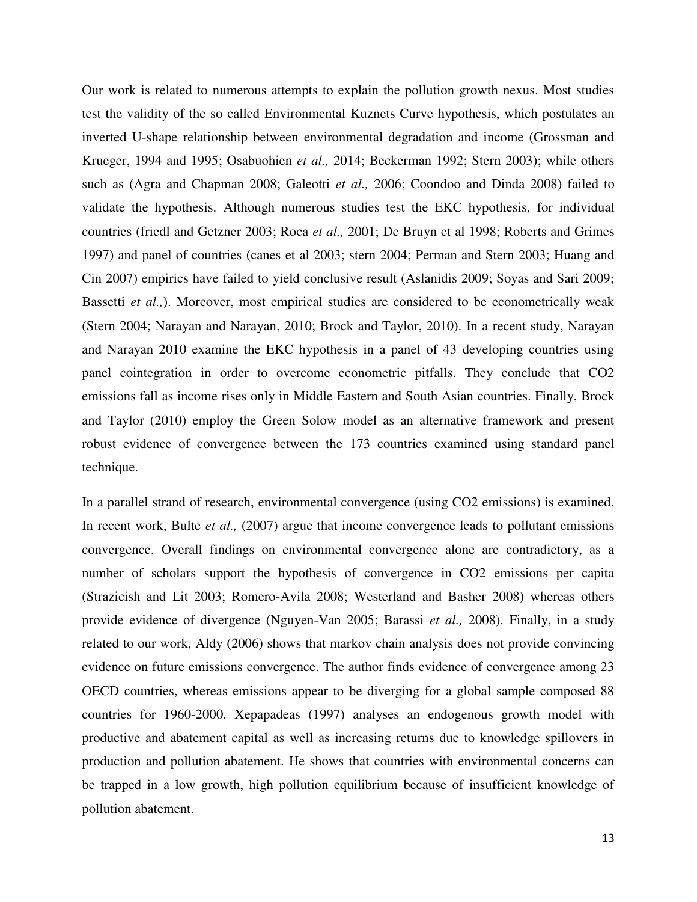Our work is related to numerous attempts to explain the pollution growth nexus. Most studies test the validity of the so called Environmental Kuznets Curve hypothesis, which postulates an inverted U-shape relationship between environmental degradation and income (Grossman and Krueger, 1994 and 1995; Osabuohien *et al.,* 2014; Beckerman 1992; Stern 2003); while others such as (Agra and Chapman 2008; Galeotti *et al.,* 2006; Coondoo and Dinda 2008) failed to validate the hypothesis. Although numerous studies test the EKC hypothesis, for individual countries (friedl and Getzner 2003; Roca *et al.,* 2001; De Bruyn et al 1998; Roberts and Grimes 1997) and panel of countries (canes et al 2003; stern 2004; Perman and Stern 2003; Huang and Cin 2007) empirics have failed to yield conclusive result (Aslanidis 2009; Soyas and Sari 2009; Bassetti *et al.,*). Moreover, most empirical studies are considered to be econometrically weak (Stern 2004; Narayan and Narayan, 2010; Brock and Taylor, 2010). In a recent study, Narayan and Narayan 2010 examine the EKC hypothesis in a panel of 43 developing countries using panel cointegration in order to overcome econometric pitfalls. They conclude that $CO_2$ emissions fall as income rises only in Middle Eastern and South Asian countries. Finally, Brock and Taylor (2010) employ the Green Solow model as an alternative framework and present robust evidence of convergence between the 173 countries examined using standard panel technique.

In a parallel strand of research, environmental convergence (using $CO_2$ emissions) is examined. In recent work, Bulte *et al.,* (2007) argue that income convergence leads to pollutant emissions convergence. Overall findings on environmental convergence alone are contradictory, as a number of scholars support the hypothesis of convergence in $CO_2$ emissions per capita (Strazicish and Lit 2003; Romero-Avila 2008; Westerland and Basher 2008) whereas others provide evidence of divergence (Nguyen-Van 2005; Barassi *et al.,* 2008). Finally, in a study related to our work, Aldy (2006) shows that markov chain analysis does not provide convincing evidence on future emissions convergence. The author finds evidence of convergence among 23 OECD countries, whereas emissions appear to be diverging for a global sample composed 88 countries for 1960-2000. Xepapadeas (1997) analyses an endogenous growth model with productive and abatement capital as well as increasing returns due to knowledge spillovers in production and pollution abatement. He shows that countries with environmental concerns can be trapped in a low growth, high pollution equilibrium because of insufficient knowledge of pollution abatement.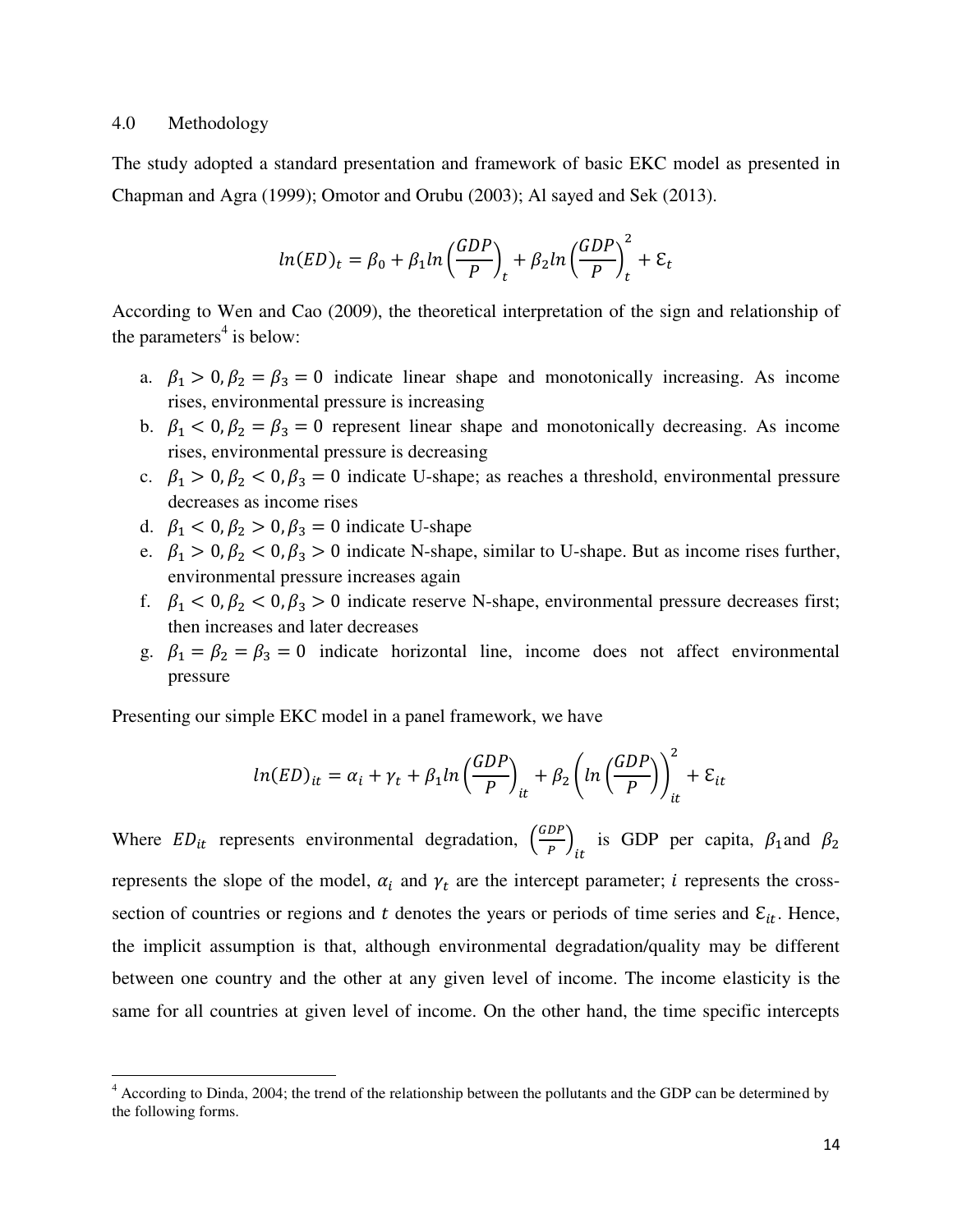4.0 Methodology

The study adopted a standard presentation and framework of basic EKC model as presented in Chapman and Agra (1999); Omotor and Orubu (2003); Al sayed and Sek (2013).

$$ln(ED)_t = \beta_0 + \beta_1 ln\left(\frac{GDP}{P}\right)_t + \beta_2 ln\left(\frac{GDP}{P}\right)_t^2 + \mathcal{E}_t$$

According to Wen and Cao (2009), the theoretical interpretation of the sign and relationship of the parameters[4] is below:

a. $\beta_1 > 0, \beta_2 = \beta_3 = 0$ indicate linear shape and monotonically increasing. As income rises, environmental pressure is increasing
b. $\beta_1 < 0, \beta_2 = \beta_3 = 0$ represent linear shape and monotonically decreasing. As income rises, environmental pressure is decreasing
c. $\beta_1 > 0, \beta_2 < 0, \beta_3 = 0$ indicate U-shape; as reaches a threshold, environmental pressure decreases as income rises
d. $\beta_1 < 0, \beta_2 > 0, \beta_3 = 0$ indicate U-shape
e. $\beta_1 > 0, \beta_2 < 0, \beta_3 > 0$ indicate N-shape, similar to U-shape. But as income rises further, environmental pressure increases again
f. $\beta_1 < 0, \beta_2 < 0, \beta_3 > 0$ indicate reserve N-shape, environmental pressure decreases first; then increases and later decreases
g. $\beta_1 = \beta_2 = \beta_3 = 0$ indicate horizontal line, income does not affect environmental pressure

Presenting our simple EKC model in a panel framework, we have

$$ln(ED)_{it} = \alpha_i + \gamma_t + \beta_1 ln\left(\frac{GDP}{P}\right)_{it} + \beta_2 \left(ln\left(\frac{GDP}{P}\right)\right)_{it}^2 + \mathcal{E}_{it}$$

Where $ED_{it}$ represents environmental degradation, $\left(\frac{GDP}{P}\right)_{it}$ is GDP per capita, $\beta_1$ and $\beta_2$ represents the slope of the model, $\alpha_i$ and $\gamma_t$ are the intercept parameter; $i$ represents the cross-section of countries or regions and $t$ denotes the years or periods of time series and $\mathcal{E}_{it}$. Hence, the implicit assumption is that, although environmental degradation/quality may be different between one country and the other at any given level of income. The income elasticity is the same for all countries at given level of income. On the other hand, the time specific intercepts

[4] According to Dinda, 2004; the trend of the relationship between the pollutants and the GDP can be determined by the following forms.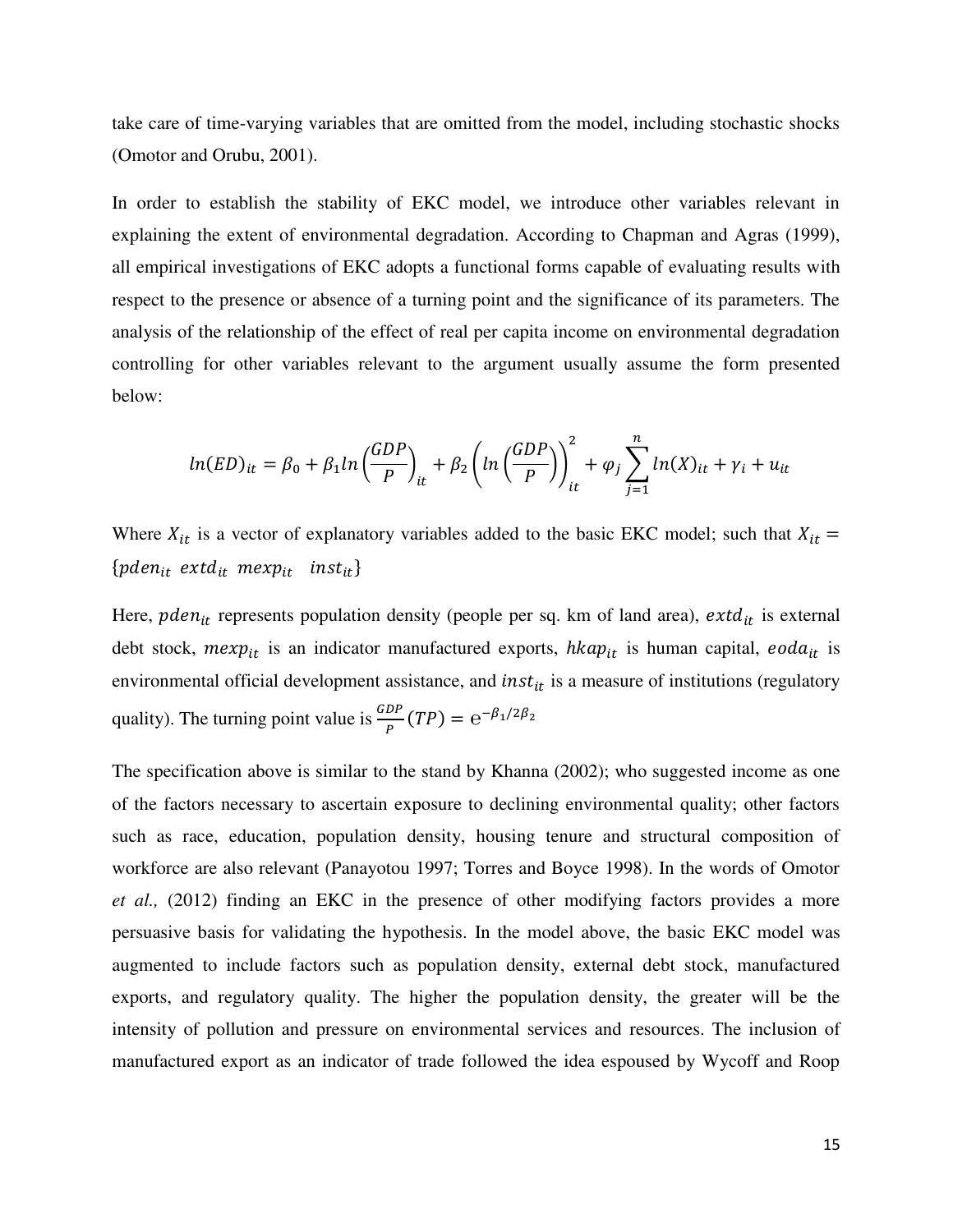take care of time-varying variables that are omitted from the model, including stochastic shocks (Omotor and Orubu, 2001).

In order to establish the stability of EKC model, we introduce other variables relevant in explaining the extent of environmental degradation. According to Chapman and Agras (1999), all empirical investigations of EKC adopts a functional forms capable of evaluating results with respect to the presence or absence of a turning point and the significance of its parameters. The analysis of the relationship of the effect of real per capita income on environmental degradation controlling for other variables relevant to the argument usually assume the form presented below:

$$ln(ED)_{it} = \beta_0 + \beta_1 ln\left(\frac{GDP}{P}\right)_{it} + \beta_2\left(ln\left(\frac{GDP}{P}\right)\right)^2_{it} + \varphi_j \sum_{j=1}^{n} ln(X)_{it} + \gamma_i + u_{it}$$

Where $X_{it}$ is a vector of explanatory variables added to the basic EKC model; such that $X_{it} = \{pden_{it}\ \ extd_{it}\ \ mexp_{it}\ \ \ inst_{it}\}$

Here, $pden_{it}$ represents population density (people per sq. km of land area), $extd_{it}$ is external debt stock, $mexp_{it}$ is an indicator manufactured exports, $hkap_{it}$ is human capital, $eoda_{it}$ is environmental official development assistance, and $inst_{it}$ is a measure of institutions (regulatory quality). The turning point value is $\frac{GDP}{P}(TP) = e^{-\beta_1/2\beta_2}$

The specification above is similar to the stand by Khanna (2002); who suggested income as one of the factors necessary to ascertain exposure to declining environmental quality; other factors such as race, education, population density, housing tenure and structural composition of workforce are also relevant (Panayotou 1997; Torres and Boyce 1998). In the words of Omotor *et al.,* (2012) finding an EKC in the presence of other modifying factors provides a more persuasive basis for validating the hypothesis. In the model above, the basic EKC model was augmented to include factors such as population density, external debt stock, manufactured exports, and regulatory quality. The higher the population density, the greater will be the intensity of pollution and pressure on environmental services and resources. The inclusion of manufactured export as an indicator of trade followed the idea espoused by Wycoff and Roop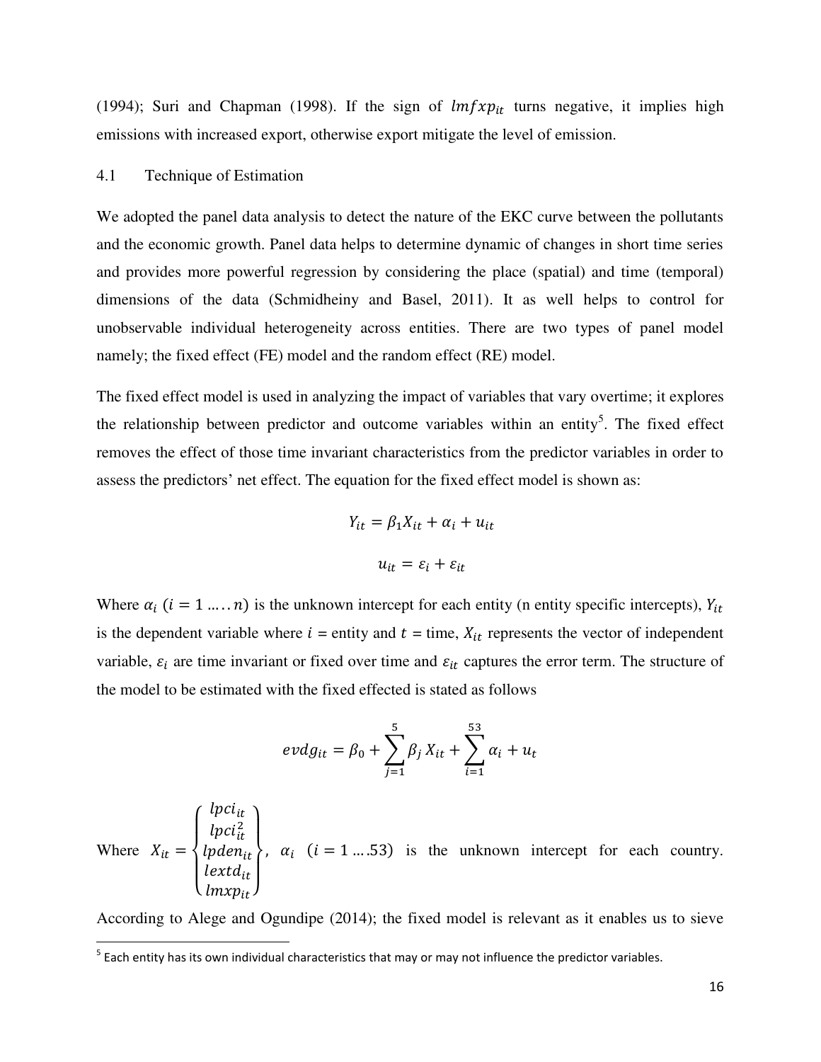(1994); Suri and Chapman (1998). If the sign of $lmfxp_{it}$ turns negative, it implies high emissions with increased export, otherwise export mitigate the level of emission.

### 4.1 Technique of Estimation

We adopted the panel data analysis to detect the nature of the EKC curve between the pollutants and the economic growth. Panel data helps to determine dynamic of changes in short time series and provides more powerful regression by considering the place (spatial) and time (temporal) dimensions of the data (Schmidheiny and Basel, 2011). It as well helps to control for unobservable individual heterogeneity across entities. There are two types of panel model namely; the fixed effect (FE) model and the random effect (RE) model.

The fixed effect model is used in analyzing the impact of variables that vary overtime; it explores the relationship between predictor and outcome variables within an entity[5]. The fixed effect removes the effect of those time invariant characteristics from the predictor variables in order to assess the predictors' net effect. The equation for the fixed effect model is shown as:

$$Y_{it} = \beta_1 X_{it} + \alpha_i + u_{it}$$

$$u_{it} = \varepsilon_i + \varepsilon_{it}$$

Where $\alpha_i$ $(i = 1 \ldots\ldots n)$ is the unknown intercept for each entity (n entity specific intercepts), $Y_{it}$ is the dependent variable where $i$ = entity and $t$ = time, $X_{it}$ represents the vector of independent variable, $\varepsilon_i$ are time invariant or fixed over time and $\varepsilon_{it}$ captures the error term. The structure of the model to be estimated with the fixed effected is stated as follows

$$evdg_{it} = \beta_0 + \sum_{j=1}^{5} \beta_j X_{it} + \sum_{i=1}^{53} \alpha_i + u_t$$

Where $X_{it} = \begin{Bmatrix} lpci_{it} \\ lpci_{it}^2 \\ lpden_{it} \\ lextd_{it} \\ lmxp_{it} \end{Bmatrix}$, $\alpha_i$ $(i = 1 \ldots .53)$ is the unknown intercept for each country.

According to Alege and Ogundipe (2014); the fixed model is relevant as it enables us to sieve

[5] Each entity has its own individual characteristics that may or may not influence the predictor variables.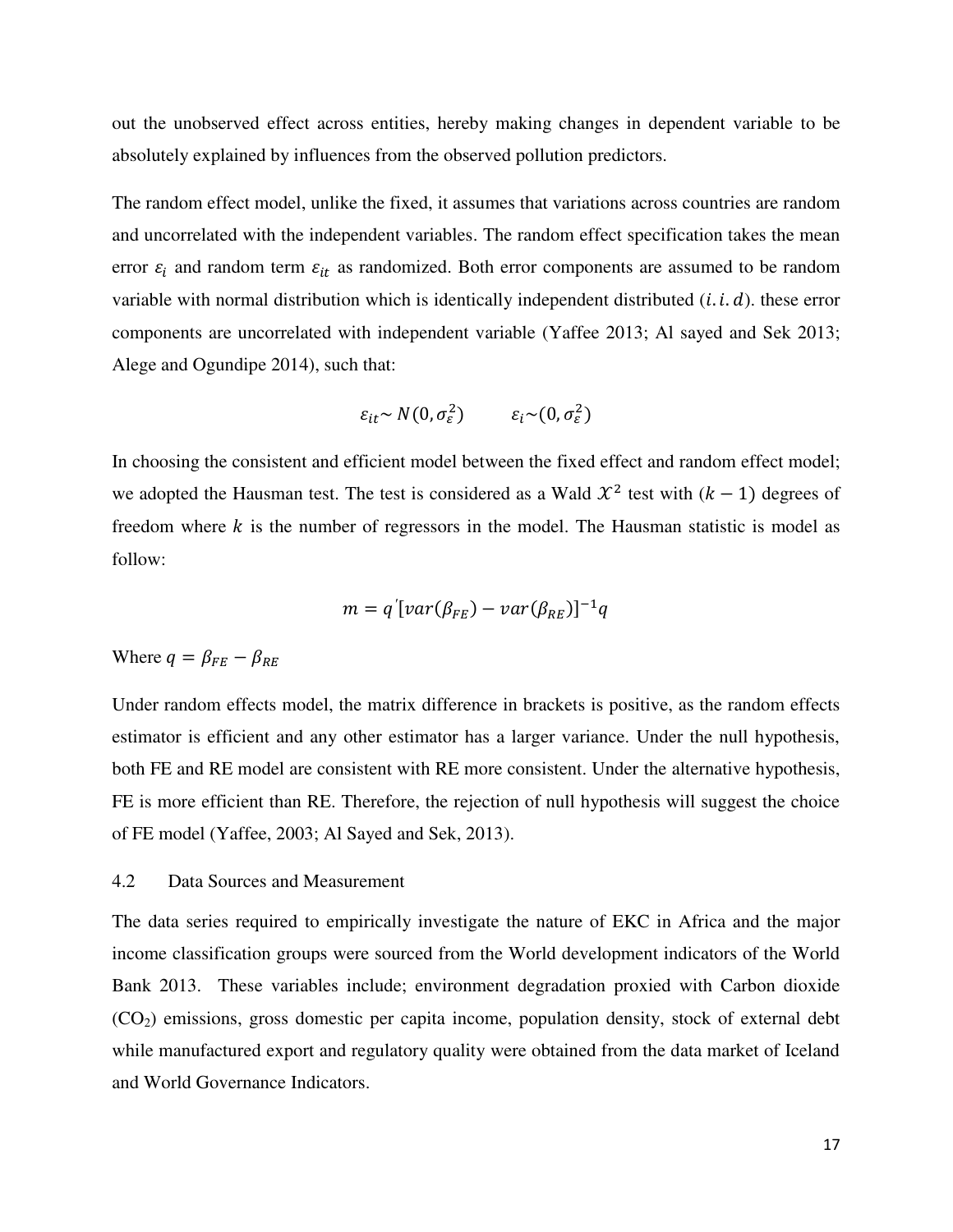out the unobserved effect across entities, hereby making changes in dependent variable to be absolutely explained by influences from the observed pollution predictors.

The random effect model, unlike the fixed, it assumes that variations across countries are random and uncorrelated with the independent variables. The random effect specification takes the mean error $\varepsilon_i$ and random term $\varepsilon_{it}$ as randomized. Both error components are assumed to be random variable with normal distribution which is identically independent distributed $(i.i.d)$. these error components are uncorrelated with independent variable (Yaffee 2013; Al sayed and Sek 2013; Alege and Ogundipe 2014), such that:

$$\varepsilon_{it} \sim N(0, \sigma_\varepsilon^2) \qquad \varepsilon_i \sim (0, \sigma_\varepsilon^2)$$

In choosing the consistent and efficient model between the fixed effect and random effect model; we adopted the Hausman test. The test is considered as a Wald $\mathcal{X}^2$ test with $(k-1)$ degrees of freedom where $k$ is the number of regressors in the model. The Hausman statistic is model as follow:

$$m = q'[var(\beta_{FE}) - var(\beta_{RE})]^{-1} q$$

Where $q = \beta_{FE} - \beta_{RE}$

Under random effects model, the matrix difference in brackets is positive, as the random effects estimator is efficient and any other estimator has a larger variance. Under the null hypothesis, both FE and RE model are consistent with RE more consistent. Under the alternative hypothesis, FE is more efficient than RE. Therefore, the rejection of null hypothesis will suggest the choice of FE model (Yaffee, 2003; Al Sayed and Sek, 2013).

## 4.2 Data Sources and Measurement

The data series required to empirically investigate the nature of EKC in Africa and the major income classification groups were sourced from the World development indicators of the World Bank 2013. These variables include; environment degradation proxied with Carbon dioxide ($CO_2$) emissions, gross domestic per capita income, population density, stock of external debt while manufactured export and regulatory quality were obtained from the data market of Iceland and World Governance Indicators.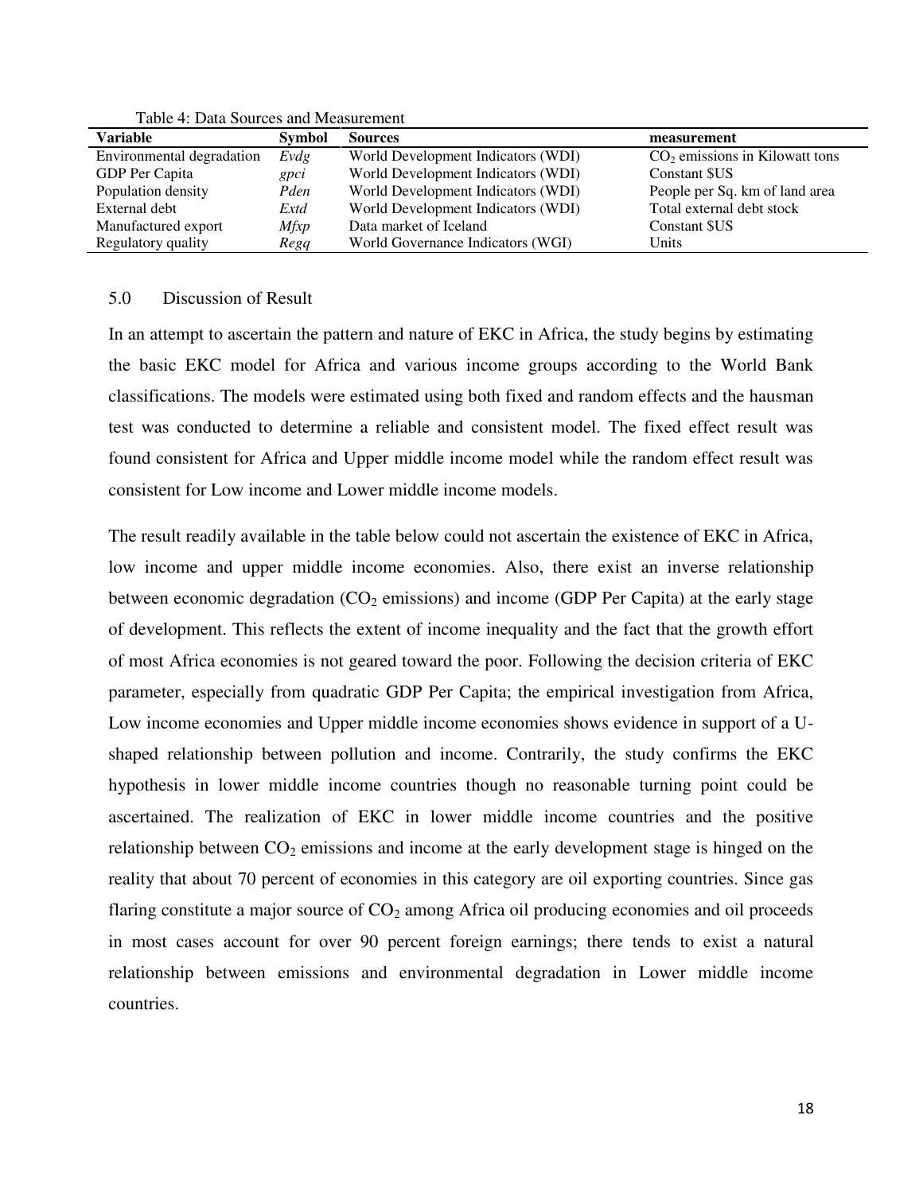Table 4: Data Sources and Measurement

| Variable | Symbol | Sources | measurement |
|---|---|---|---|
| Environmental degradation | *Evdg* | World Development Indicators (WDI) | $CO_2$ emissions in Kilowatt tons |
| GDP Per Capita | *gpci* | World Development Indicators (WDI) | Constant $US |
| Population density | *Pden* | World Development Indicators (WDI) | People per Sq. km of land area |
| External debt | *Extd* | World Development Indicators (WDI) | Total external debt stock |
| Manufactured export | *Mfxp* | Data market of Iceland | Constant $US |
| Regulatory quality | *Regq* | World Governance Indicators (WGI) | Units |

## 5.0 Discussion of Result

In an attempt to ascertain the pattern and nature of EKC in Africa, the study begins by estimating the basic EKC model for Africa and various income groups according to the World Bank classifications. The models were estimated using both fixed and random effects and the hausman test was conducted to determine a reliable and consistent model. The fixed effect result was found consistent for Africa and Upper middle income model while the random effect result was consistent for Low income and Lower middle income models.

The result readily available in the table below could not ascertain the existence of EKC in Africa, low income and upper middle income economies. Also, there exist an inverse relationship between economic degradation ($CO_2$ emissions) and income (GDP Per Capita) at the early stage of development. This reflects the extent of income inequality and the fact that the growth effort of most Africa economies is not geared toward the poor. Following the decision criteria of EKC parameter, especially from quadratic GDP Per Capita; the empirical investigation from Africa, Low income economies and Upper middle income economies shows evidence in support of a U-shaped relationship between pollution and income. Contrarily, the study confirms the EKC hypothesis in lower middle income countries though no reasonable turning point could be ascertained. The realization of EKC in lower middle income countries and the positive relationship between $CO_2$ emissions and income at the early development stage is hinged on the reality that about 70 percent of economies in this category are oil exporting countries. Since gas flaring constitute a major source of $CO_2$ among Africa oil producing economies and oil proceeds in most cases account for over 90 percent foreign earnings; there tends to exist a natural relationship between emissions and environmental degradation in Lower middle income countries.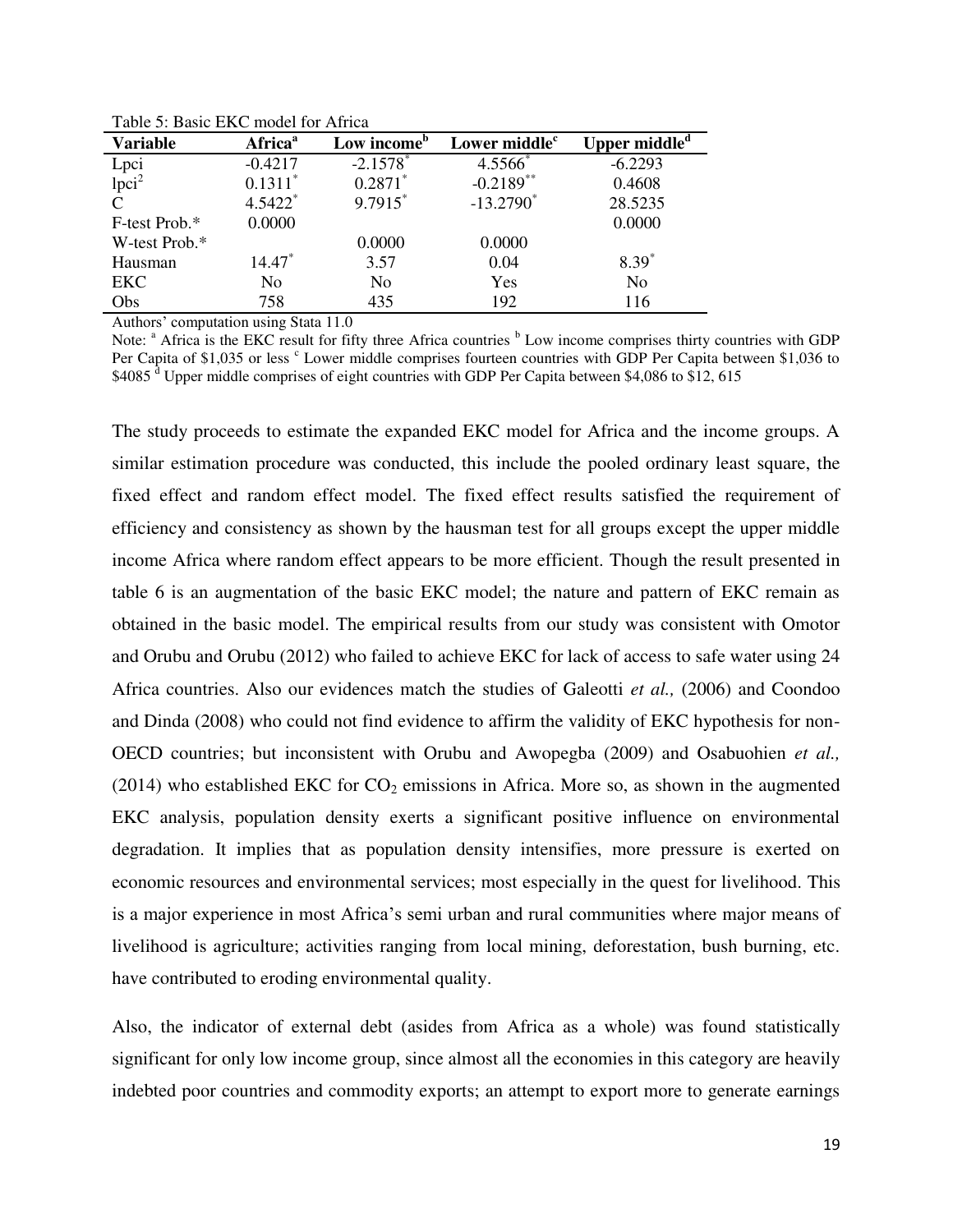Table 5: Basic EKC model for Africa

| Variable | Africa[a] | Low income[b] | Lower middle[c] | Upper middle[d] |
|---|---|---|---|---|
| Lpci | -0.4217 | -2.1578* | 4.5566* | -6.2293 |
| $lpci^2$ | 0.1311* | 0.2871* | -0.2189** | 0.4608 |
| C | 4.5422* | 9.7915* | -13.2790* | 28.5235 |
| F-test Prob.* | 0.0000 | | | 0.0000 |
| W-test Prob.* | | 0.0000 | 0.0000 | |
| Hausman | 14.47* | 3.57 | 0.04 | 8.39* |
| EKC | No | No | Yes | No |
| Obs | 758 | 435 | 192 | 116 |

Authors' computation using Stata 11.0

Note: [a] Africa is the EKC result for fifty three Africa countries [b] Low income comprises thirty countries with GDP Per Capita of $1,035 or less [c] Lower middle comprises fourteen countries with GDP Per Capita between $1,036 to $4085 [d] Upper middle comprises of eight countries with GDP Per Capita between $4,086 to $12, 615

The study proceeds to estimate the expanded EKC model for Africa and the income groups. A similar estimation procedure was conducted, this include the pooled ordinary least square, the fixed effect and random effect model. The fixed effect results satisfied the requirement of efficiency and consistency as shown by the hausman test for all groups except the upper middle income Africa where random effect appears to be more efficient. Though the result presented in table 6 is an augmentation of the basic EKC model; the nature and pattern of EKC remain as obtained in the basic model. The empirical results from our study was consistent with Omotor and Orubu and Orubu (2012) who failed to achieve EKC for lack of access to safe water using 24 Africa countries. Also our evidences match the studies of Galeotti *et al.,* (2006) and Coondoo and Dinda (2008) who could not find evidence to affirm the validity of EKC hypothesis for non-OECD countries; but inconsistent with Orubu and Awopegba (2009) and Osabuohien *et al.,* (2014) who established EKC for $CO_2$ emissions in Africa. More so, as shown in the augmented EKC analysis, population density exerts a significant positive influence on environmental degradation. It implies that as population density intensifies, more pressure is exerted on economic resources and environmental services; most especially in the quest for livelihood. This is a major experience in most Africa's semi urban and rural communities where major means of livelihood is agriculture; activities ranging from local mining, deforestation, bush burning, etc. have contributed to eroding environmental quality.

Also, the indicator of external debt (asides from Africa as a whole) was found statistically significant for only low income group, since almost all the economies in this category are heavily indebted poor countries and commodity exports; an attempt to export more to generate earnings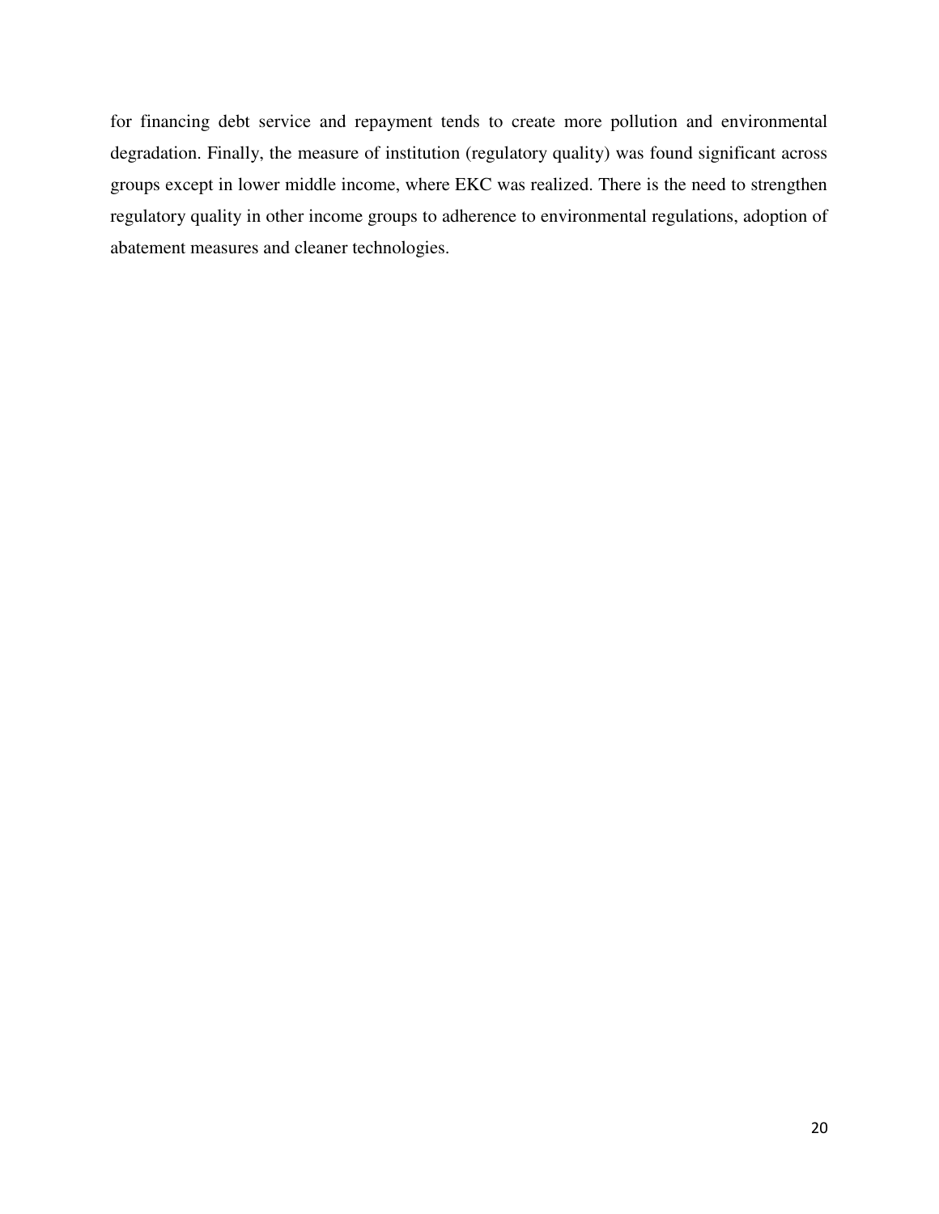for financing debt service and repayment tends to create more pollution and environmental degradation. Finally, the measure of institution (regulatory quality) was found significant across groups except in lower middle income, where EKC was realized. There is the need to strengthen regulatory quality in other income groups to adherence to environmental regulations, adoption of abatement measures and cleaner technologies.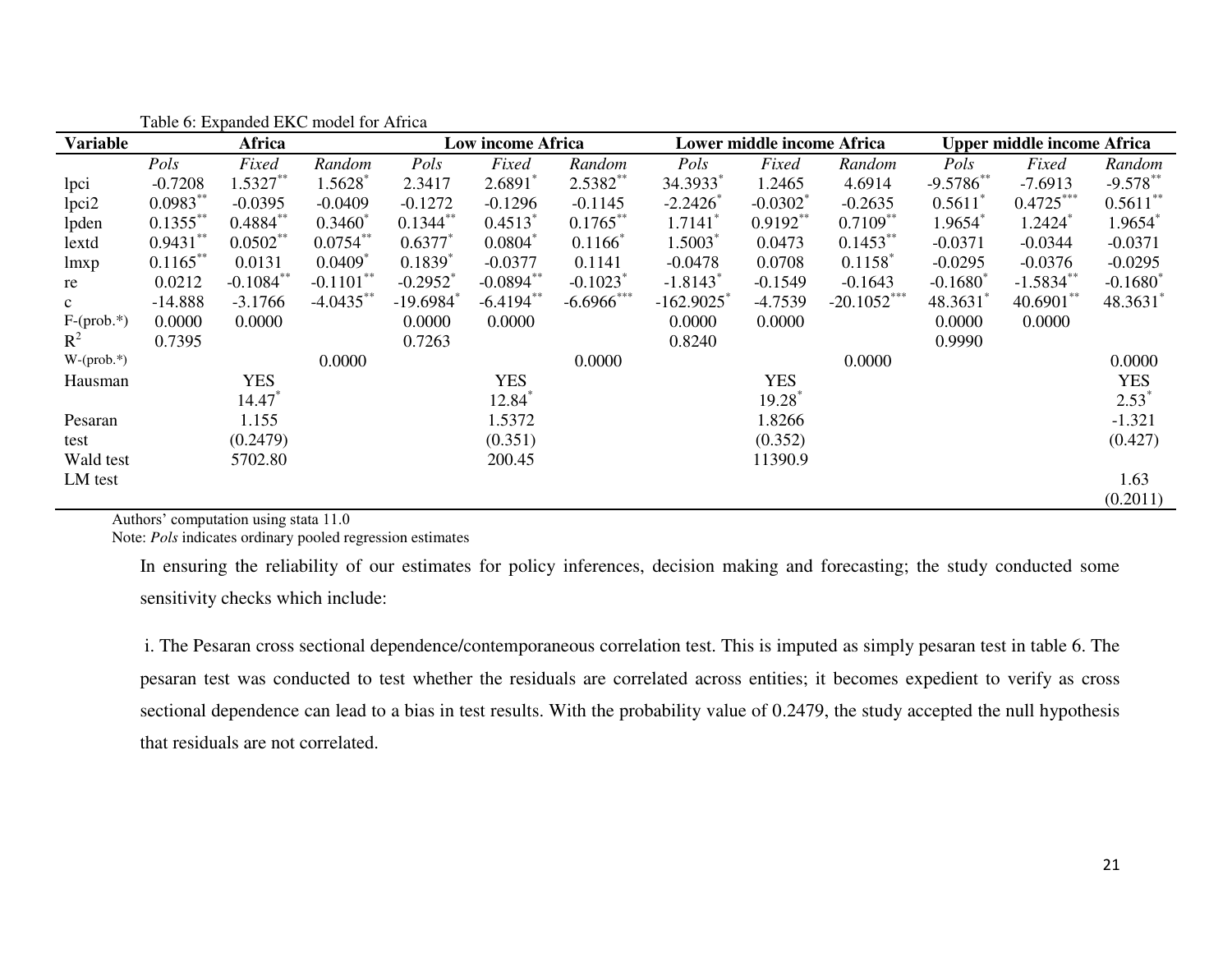Table 6: Expanded EKC model for Africa

| Variable | Africa | | | Low income Africa | | | Lower middle income Africa | | | Upper middle income Africa | | |
|---|---|---|---|---|---|---|---|---|---|---|---|---|
| | *Pols* | *Fixed* | *Random* | *Pols* | *Fixed* | *Random* | *Pols* | *Fixed* | *Random* | *Pols* | *Fixed* | *Random* |
| lpci | -0.7208 | 1.5327** | 1.5628* | 2.3417 | 2.6891* | 2.5382** | 34.3933* | 1.2465 | 4.6914 | -9.5786** | -7.6913 | -9.578** |
| lpci2 | 0.0983** | -0.0395 | -0.0409 | -0.1272 | -0.1296 | -0.1145 | -2.2426* | -0.0302* | -0.2635 | 0.5611* | 0.4725*** | 0.5611** |
| lpden | 0.1355** | 0.4884** | 0.3460* | 0.1344** | 0.4513* | 0.1765** | 1.7141* | 0.9192** | 0.7109** | 1.9654* | 1.2424* | 1.9654* |
| lextd | 0.9431** | 0.0502** | 0.0754** | 0.6377* | 0.0804* | 0.1166* | 1.5003* | 0.0473 | 0.1453** | -0.0371 | -0.0344 | -0.0371 |
| lmxp | 0.1165** | 0.0131 | 0.0409* | 0.1839* | -0.0377 | 0.1141 | -0.0478 | 0.0708 | 0.1158* | -0.0295 | -0.0376 | -0.0295 |
| re | 0.0212 | -0.1084** | -0.1101** | -0.2952* | -0.0894** | -0.1023* | -1.8143* | -0.1549 | -0.1643 | -0.1680* | -1.5834** | -0.1680* |
| c | -14.888 | -3.1766 | -4.0435** | -19.6984* | -6.4194** | -6.6966*** | -162.9025* | -4.7539 | -20.1052*** | 48.3631* | 40.6901** | 48.3631* |
| F-(prob.*) | 0.0000 | 0.0000 | | 0.0000 | 0.0000 | | 0.0000 | 0.0000 | | 0.0000 | 0.0000 | |
| $R^2$ | 0.7395 | | | 0.7263 | | | 0.8240 | | | 0.9990 | | |
| W-(prob.*) | | | 0.0000 | | | 0.0000 | | | 0.0000 | | | 0.0000 |
| Hausman | | YES 14.47* | | | YES 12.84* | | | YES 19.28* | | | | YES 2.53* |
| Pesaran test | | 1.155 (0.2479) | | | 1.5372 (0.351) | | | 1.8266 (0.352) | | | | -1.321 (0.427) |
| Wald test | | 5702.80 | | | 200.45 | | | 11390.9 | | | | |
| LM test | | | | | | | | | | | | 1.63 (0.2011) |

Authors' computation using stata 11.0

Note: *Pols* indicates ordinary pooled regression estimates

In ensuring the reliability of our estimates for policy inferences, decision making and forecasting; the study conducted some sensitivity checks which include:

i. The Pesaran cross sectional dependence/contemporaneous correlation test. This is imputed as simply pesaran test in table 6. The pesaran test was conducted to test whether the residuals are correlated across entities; it becomes expedient to verify as cross sectional dependence can lead to a bias in test results. With the probability value of 0.2479, the study accepted the null hypothesis that residuals are not correlated.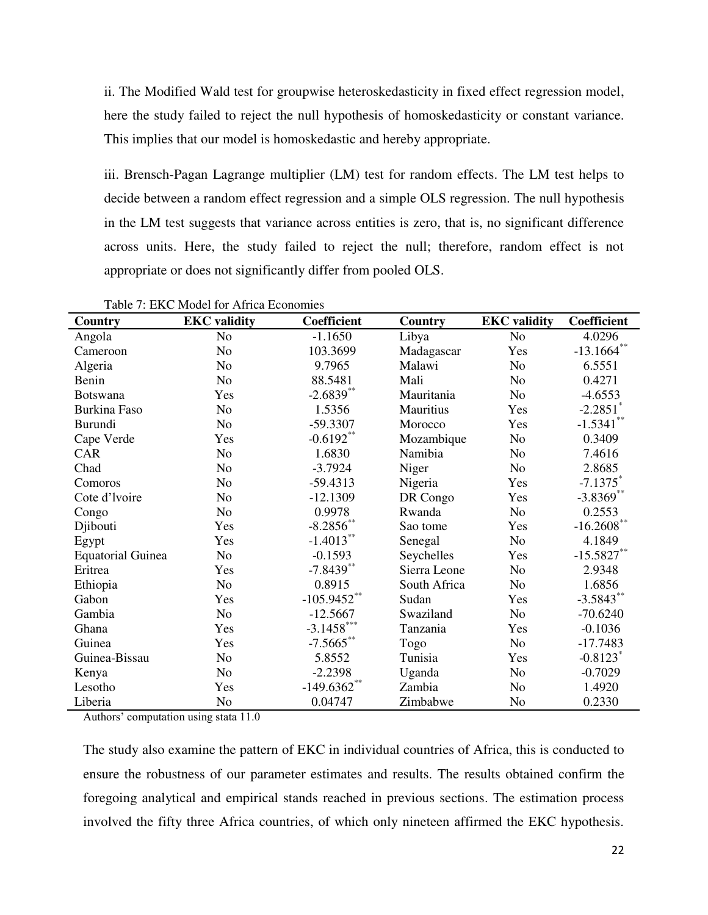ii. The Modified Wald test for groupwise heteroskedasticity in fixed effect regression model, here the study failed to reject the null hypothesis of homoskedasticity or constant variance. This implies that our model is homoskedastic and hereby appropriate.

iii. Brensch-Pagan Lagrange multiplier (LM) test for random effects. The LM test helps to decide between a random effect regression and a simple OLS regression. The null hypothesis in the LM test suggests that variance across entities is zero, that is, no significant difference across units. Here, the study failed to reject the null; therefore, random effect is not appropriate or does not significantly differ from pooled OLS.

Table 7: EKC Model for Africa Economies

| Country | EKC validity | Coefficient | Country | EKC validity | Coefficient |
|---|---|---|---|---|---|
| Angola | No | -1.1650 | Libya | No | 4.0296 |
| Cameroon | No | 103.3699 | Madagascar | Yes | $-13.1664^{**}$ |
| Algeria | No | 9.7965 | Malawi | No | 6.5551 |
| Benin | No | 88.5481 | Mali | No | 0.4271 |
| Botswana | Yes | $-2.6839^{**}$ | Mauritania | No | -4.6553 |
| Burkina Faso | No | 1.5356 | Mauritius | Yes | $-2.2851^{*}$ |
| Burundi | No | -59.3307 | Morocco | Yes | $-1.5341^{**}$ |
| Cape Verde | Yes | $-0.6192^{**}$ | Mozambique | No | 0.3409 |
| CAR | No | 1.6830 | Namibia | No | 7.4616 |
| Chad | No | -3.7924 | Niger | No | 2.8685 |
| Comoros | No | -59.4313 | Nigeria | Yes | $-7.1375^{*}$ |
| Cote d'lvoire | No | -12.1309 | DR Congo | Yes | $-3.8369^{**}$ |
| Congo | No | 0.9978 | Rwanda | No | 0.2553 |
| Djibouti | Yes | $-8.2856^{**}$ | Sao tome | Yes | $-16.2608^{**}$ |
| Egypt | Yes | $-1.4013^{**}$ | Senegal | No | 4.1849 |
| Equatorial Guinea | No | -0.1593 | Seychelles | Yes | $-15.5827^{**}$ |
| Eritrea | Yes | $-7.8439^{**}$ | Sierra Leone | No | 2.9348 |
| Ethiopia | No | 0.8915 | South Africa | No | 1.6856 |
| Gabon | Yes | $-105.9452^{**}$ | Sudan | Yes | $-3.5843^{**}$ |
| Gambia | No | -12.5667 | Swaziland | No | -70.6240 |
| Ghana | Yes | $-3.1458^{***}$ | Tanzania | Yes | -0.1036 |
| Guinea | Yes | $-7.5665^{**}$ | Togo | No | -17.7483 |
| Guinea-Bissau | No | 5.8552 | Tunisia | Yes | $-0.8123^{*}$ |
| Kenya | No | -2.2398 | Uganda | No | -0.7029 |
| Lesotho | Yes | $-149.6362^{**}$ | Zambia | No | 1.4920 |
| Liberia | No | 0.04747 | Zimbabwe | No | 0.2330 |

Authors' computation using stata 11.0

The study also examine the pattern of EKC in individual countries of Africa, this is conducted to ensure the robustness of our parameter estimates and results. The results obtained confirm the foregoing analytical and empirical stands reached in previous sections. The estimation process involved the fifty three Africa countries, of which only nineteen affirmed the EKC hypothesis.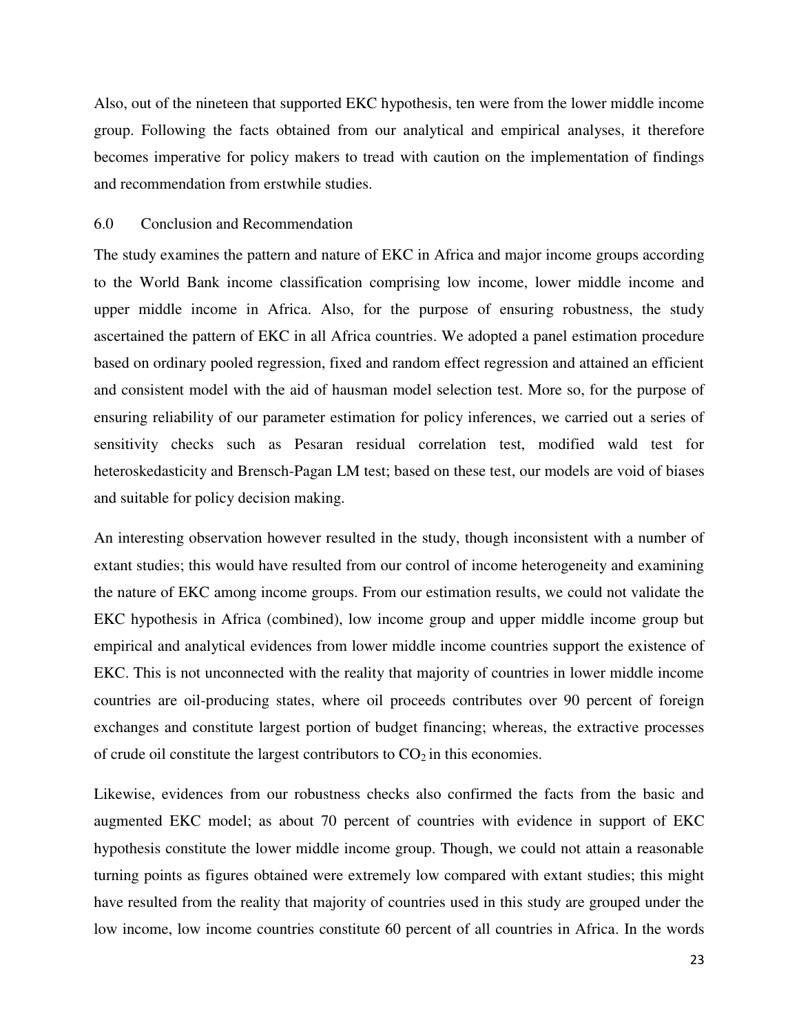Also, out of the nineteen that supported EKC hypothesis, ten were from the lower middle income group. Following the facts obtained from our analytical and empirical analyses, it therefore becomes imperative for policy makers to tread with caution on the implementation of findings and recommendation from erstwhile studies.

## 6.0 Conclusion and Recommendation

The study examines the pattern and nature of EKC in Africa and major income groups according to the World Bank income classification comprising low income, lower middle income and upper middle income in Africa. Also, for the purpose of ensuring robustness, the study ascertained the pattern of EKC in all Africa countries. We adopted a panel estimation procedure based on ordinary pooled regression, fixed and random effect regression and attained an efficient and consistent model with the aid of hausman model selection test. More so, for the purpose of ensuring reliability of our parameter estimation for policy inferences, we carried out a series of sensitivity checks such as Pesaran residual correlation test, modified wald test for heteroskedasticity and Brensch-Pagan LM test; based on these test, our models are void of biases and suitable for policy decision making.

An interesting observation however resulted in the study, though inconsistent with a number of extant studies; this would have resulted from our control of income heterogeneity and examining the nature of EKC among income groups. From our estimation results, we could not validate the EKC hypothesis in Africa (combined), low income group and upper middle income group but empirical and analytical evidences from lower middle income countries support the existence of EKC. This is not unconnected with the reality that majority of countries in lower middle income countries are oil-producing states, where oil proceeds contributes over 90 percent of foreign exchanges and constitute largest portion of budget financing; whereas, the extractive processes of crude oil constitute the largest contributors to $CO_2$ in this economies.

Likewise, evidences from our robustness checks also confirmed the facts from the basic and augmented EKC model; as about 70 percent of countries with evidence in support of EKC hypothesis constitute the lower middle income group. Though, we could not attain a reasonable turning points as figures obtained were extremely low compared with extant studies; this might have resulted from the reality that majority of countries used in this study are grouped under the low income, low income countries constitute 60 percent of all countries in Africa. In the words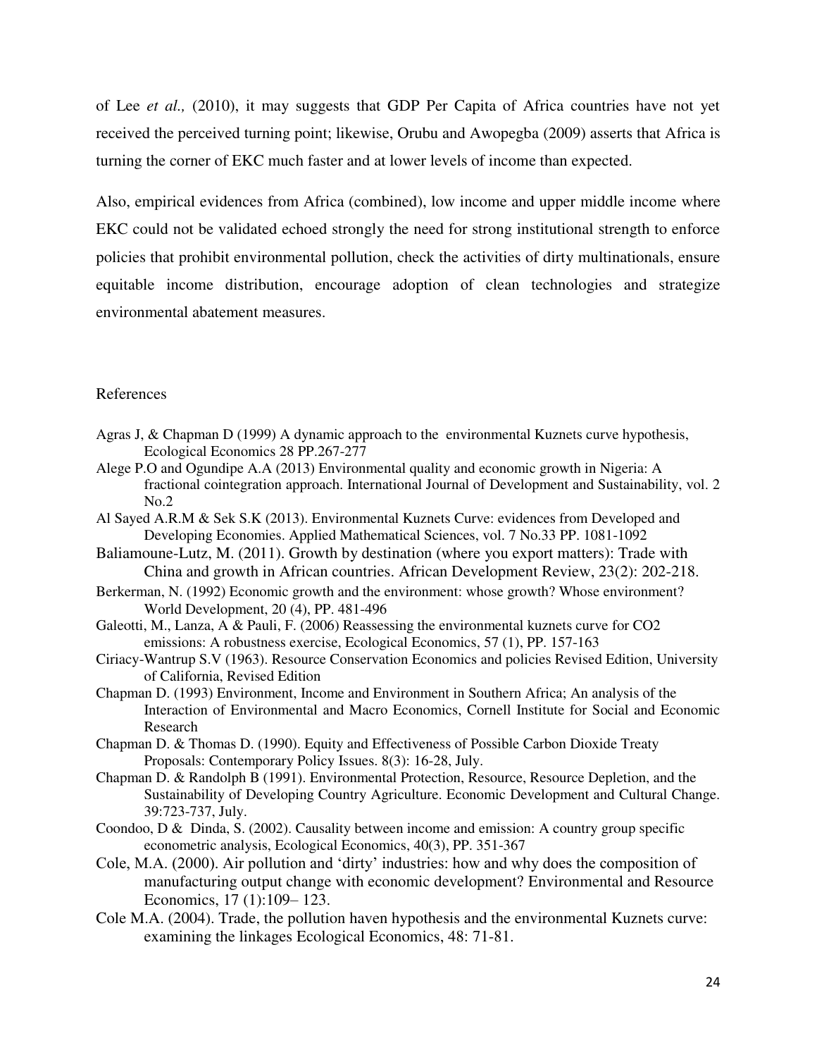of Lee *et al.,* (2010), it may suggests that GDP Per Capita of Africa countries have not yet received the perceived turning point; likewise, Orubu and Awopegba (2009) asserts that Africa is turning the corner of EKC much faster and at lower levels of income than expected.

Also, empirical evidences from Africa (combined), low income and upper middle income where EKC could not be validated echoed strongly the need for strong institutional strength to enforce policies that prohibit environmental pollution, check the activities of dirty multinationals, ensure equitable income distribution, encourage adoption of clean technologies and strategize environmental abatement measures.

## References

Agras J, & Chapman D (1999) A dynamic approach to the environmental Kuznets curve hypothesis, Ecological Economics 28 PP.267-277

Alege P.O and Ogundipe A.A (2013) Environmental quality and economic growth in Nigeria: A fractional cointegration approach. International Journal of Development and Sustainability, vol. 2 No.2

Al Sayed A.R.M & Sek S.K (2013). Environmental Kuznets Curve: evidences from Developed and Developing Economies. Applied Mathematical Sciences, vol. 7 No.33 PP. 1081-1092

Baliamoune-Lutz, M. (2011). Growth by destination (where you export matters): Trade with China and growth in African countries. African Development Review, 23(2): 202-218.

Berkerman, N. (1992) Economic growth and the environment: whose growth? Whose environment? World Development, 20 (4), PP. 481-496

Galeotti, M., Lanza, A & Pauli, F. (2006) Reassessing the environmental kuznets curve for CO2 emissions: A robustness exercise, Ecological Economics, 57 (1), PP. 157-163

Ciriacy-Wantrup S.V (1963). Resource Conservation Economics and policies Revised Edition, University of California, Revised Edition

Chapman D. (1993) Environment, Income and Environment in Southern Africa; An analysis of the Interaction of Environmental and Macro Economics, Cornell Institute for Social and Economic Research

Chapman D. & Thomas D. (1990). Equity and Effectiveness of Possible Carbon Dioxide Treaty Proposals: Contemporary Policy Issues. 8(3): 16-28, July.

Chapman D. & Randolph B (1991). Environmental Protection, Resource, Resource Depletion, and the Sustainability of Developing Country Agriculture. Economic Development and Cultural Change. 39:723-737, July.

Coondoo, D & Dinda, S. (2002). Causality between income and emission: A country group specific econometric analysis, Ecological Economics, 40(3), PP. 351-367

Cole, M.A. (2000). Air pollution and 'dirty' industries: how and why does the composition of manufacturing output change with economic development? Environmental and Resource Economics, 17 (1):109– 123.

Cole M.A. (2004). Trade, the pollution haven hypothesis and the environmental Kuznets curve: examining the linkages Ecological Economics, 48: 71-81.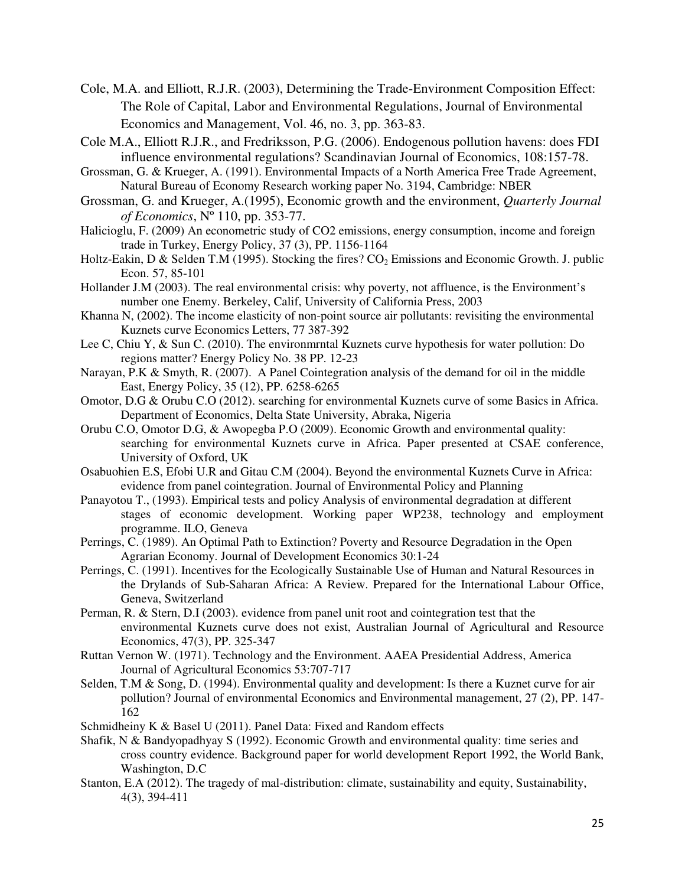Cole, M.A. and Elliott, R.J.R. (2003), Determining the Trade-Environment Composition Effect: The Role of Capital, Labor and Environmental Regulations, Journal of Environmental Economics and Management, Vol. 46, no. 3, pp. 363-83.

Cole M.A., Elliott R.J.R., and Fredriksson, P.G. (2006). Endogenous pollution havens: does FDI influence environmental regulations? Scandinavian Journal of Economics, 108:157-78.

Grossman, G. & Krueger, A. (1991). Environmental Impacts of a North America Free Trade Agreement, Natural Bureau of Economy Research working paper No. 3194, Cambridge: NBER

Grossman, G. and Krueger, A.(1995), Economic growth and the environment, *Quarterly Journal of Economics*, Nº 110, pp. 353-77.

Halicioglu, F. (2009) An econometric study of CO2 emissions, energy consumption, income and foreign trade in Turkey, Energy Policy, 37 (3), PP. 1156-1164

Holtz-Eakin, D & Selden T.M (1995). Stocking the fires? $CO_2$ Emissions and Economic Growth. J. public Econ. 57, 85-101

Hollander J.M (2003). The real environmental crisis: why poverty, not affluence, is the Environment's number one Enemy. Berkeley, Calif, University of California Press, 2003

Khanna N, (2002). The income elasticity of non-point source air pollutants: revisiting the environmental Kuznets curve Economics Letters, 77 387-392

Lee C, Chiu Y, & Sun C. (2010). The environmrntal Kuznets curve hypothesis for water pollution: Do regions matter? Energy Policy No. 38 PP. 12-23

Narayan, P.K & Smyth, R. (2007). A Panel Cointegration analysis of the demand for oil in the middle East, Energy Policy, 35 (12), PP. 6258-6265

Omotor, D.G & Orubu C.O (2012). searching for environmental Kuznets curve of some Basics in Africa. Department of Economics, Delta State University, Abraka, Nigeria

Orubu C.O, Omotor D.G, & Awopegba P.O (2009). Economic Growth and environmental quality: searching for environmental Kuznets curve in Africa. Paper presented at CSAE conference, University of Oxford, UK

Osabuohien E.S, Efobi U.R and Gitau C.M (2004). Beyond the environmental Kuznets Curve in Africa: evidence from panel cointegration. Journal of Environmental Policy and Planning

Panayotou T., (1993). Empirical tests and policy Analysis of environmental degradation at different stages of economic development. Working paper WP238, technology and employment programme. ILO, Geneva

Perrings, C. (1989). An Optimal Path to Extinction? Poverty and Resource Degradation in the Open Agrarian Economy. Journal of Development Economics 30:1-24

Perrings, C. (1991). Incentives for the Ecologically Sustainable Use of Human and Natural Resources in the Drylands of Sub-Saharan Africa: A Review. Prepared for the International Labour Office, Geneva, Switzerland

Perman, R. & Stern, D.I (2003). evidence from panel unit root and cointegration test that the environmental Kuznets curve does not exist, Australian Journal of Agricultural and Resource Economics, 47(3), PP. 325-347

Ruttan Vernon W. (1971). Technology and the Environment. AAEA Presidential Address, America Journal of Agricultural Economics 53:707-717

Selden, T.M & Song, D. (1994). Environmental quality and development: Is there a Kuznet curve for air pollution? Journal of environmental Economics and Environmental management, 27 (2), PP. 147-162

Schmidheiny K & Basel U (2011). Panel Data: Fixed and Random effects

Shafik, N & Bandyopadhyay S (1992). Economic Growth and environmental quality: time series and cross country evidence. Background paper for world development Report 1992, the World Bank, Washington, D.C

Stanton, E.A (2012). The tragedy of mal-distribution: climate, sustainability and equity, Sustainability, 4(3), 394-411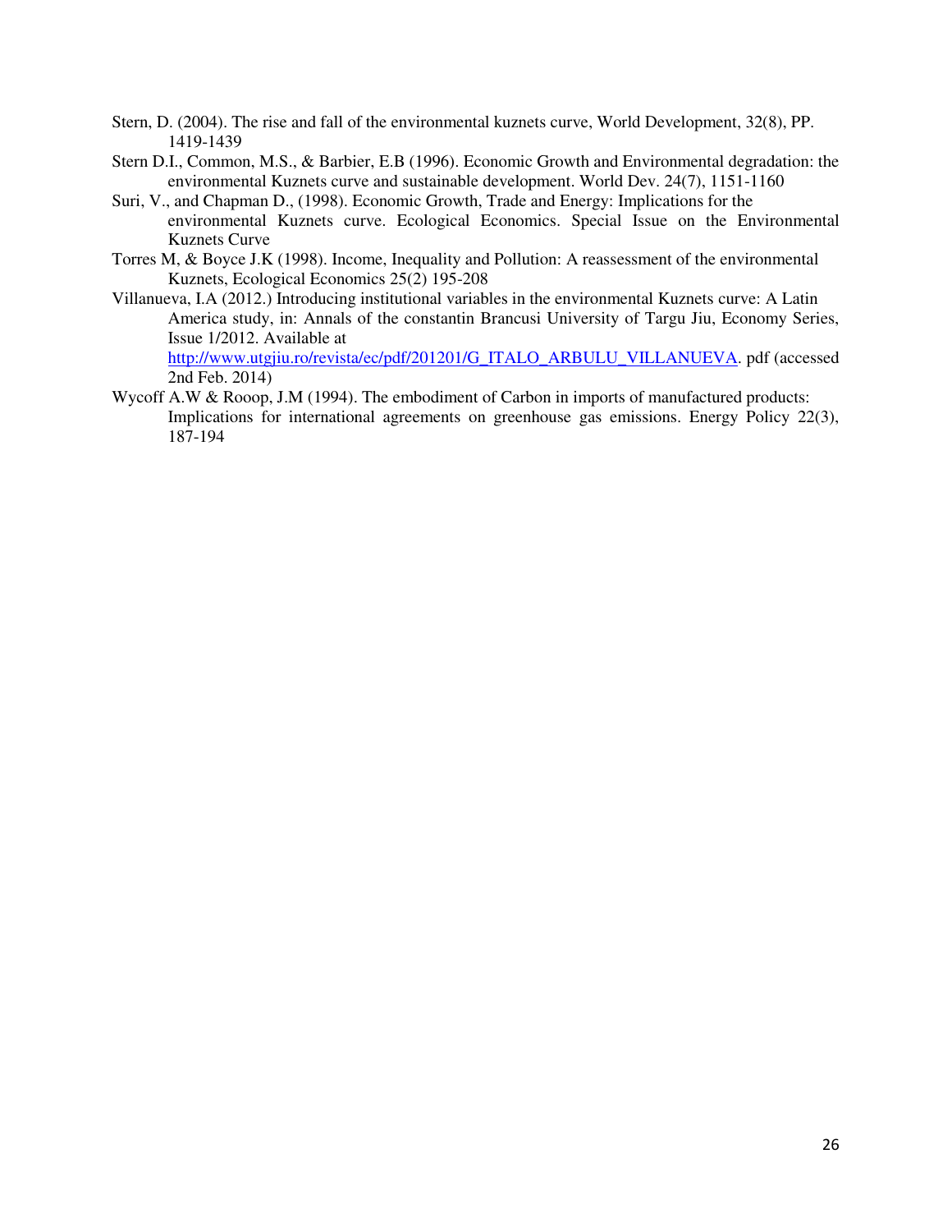Stern, D. (2004). The rise and fall of the environmental kuznets curve, World Development, 32(8), PP. 1419-1439

Stern D.I., Common, M.S., & Barbier, E.B (1996). Economic Growth and Environmental degradation: the environmental Kuznets curve and sustainable development. World Dev. 24(7), 1151-1160

Suri, V., and Chapman D., (1998). Economic Growth, Trade and Energy: Implications for the environmental Kuznets curve. Ecological Economics. Special Issue on the Environmental Kuznets Curve

Torres M, & Boyce J.K (1998). Income, Inequality and Pollution: A reassessment of the environmental Kuznets, Ecological Economics 25(2) 195-208

Villanueva, I.A (2012.) Introducing institutional variables in the environmental Kuznets curve: A Latin America study, in: Annals of the constantin Brancusi University of Targu Jiu, Economy Series, Issue 1/2012. Available at http://www.utgjiu.ro/revista/ec/pdf/201201/G_ITALO_ARBULU_VILLANUEVA. pdf (accessed 2nd Feb. 2014)

Wycoff A.W & Rooop, J.M (1994). The embodiment of Carbon in imports of manufactured products: Implications for international agreements on greenhouse gas emissions. Energy Policy 22(3), 187-194